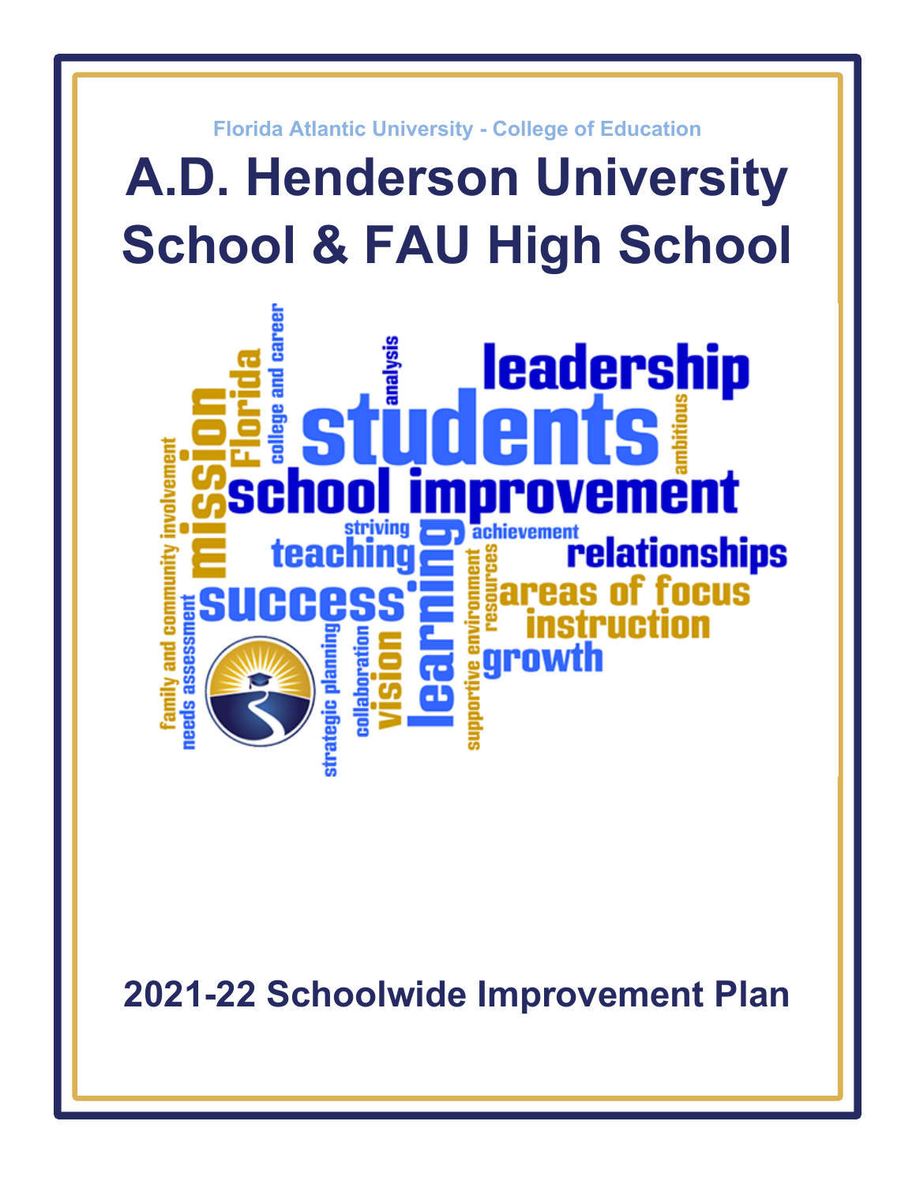Florida Atlantic University - College of Education

# A.D. Henderson University School & FAU High School

## 2021-22 Schoolwide Improvement Plan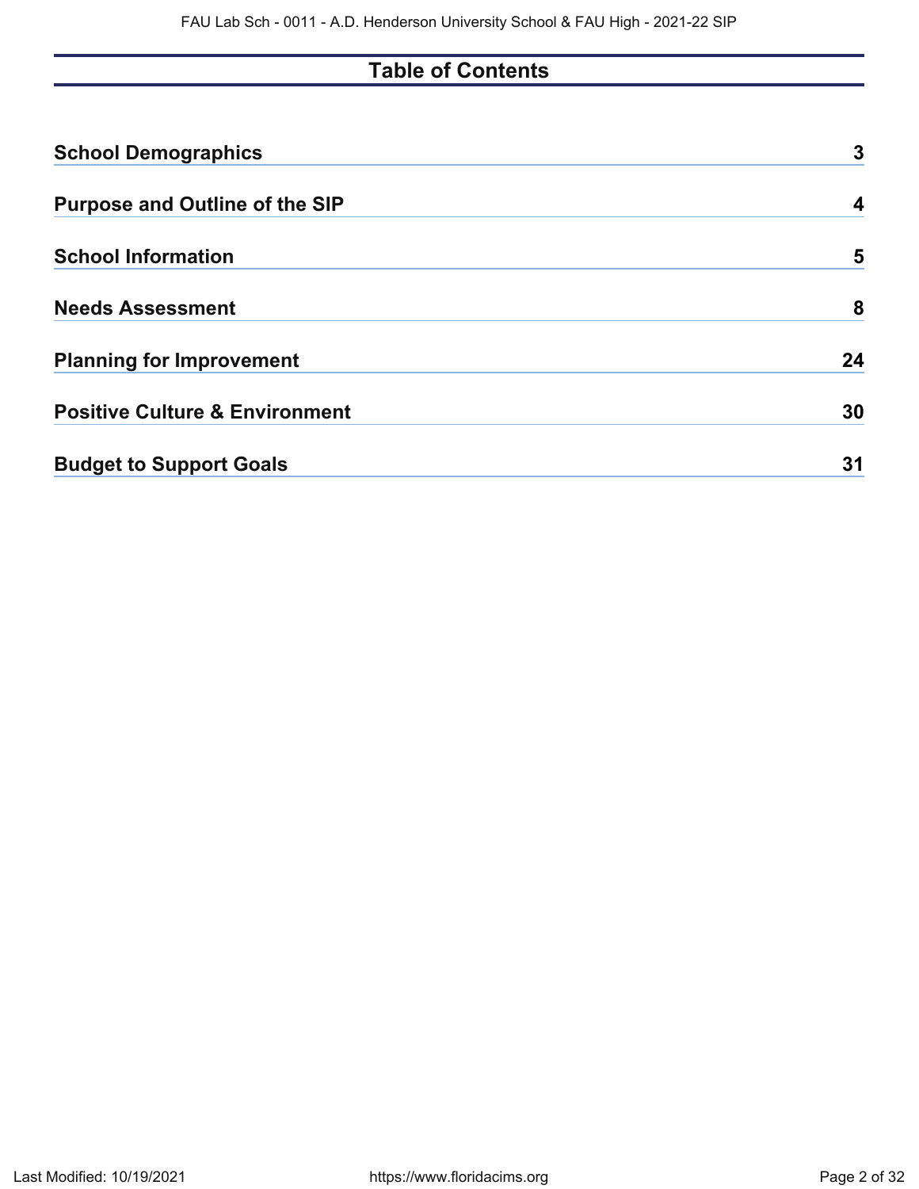# Table of Contents

| | |
|---|---|
| **School Demographics** | **3** |
| **Purpose and Outline of the SIP** | **4** |
| **School Information** | **5** |
| **Needs Assessment** | **8** |
| **Planning for Improvement** | **24** |
| **Positive Culture & Environment** | **30** |
| **Budget to Support Goals** | **31** |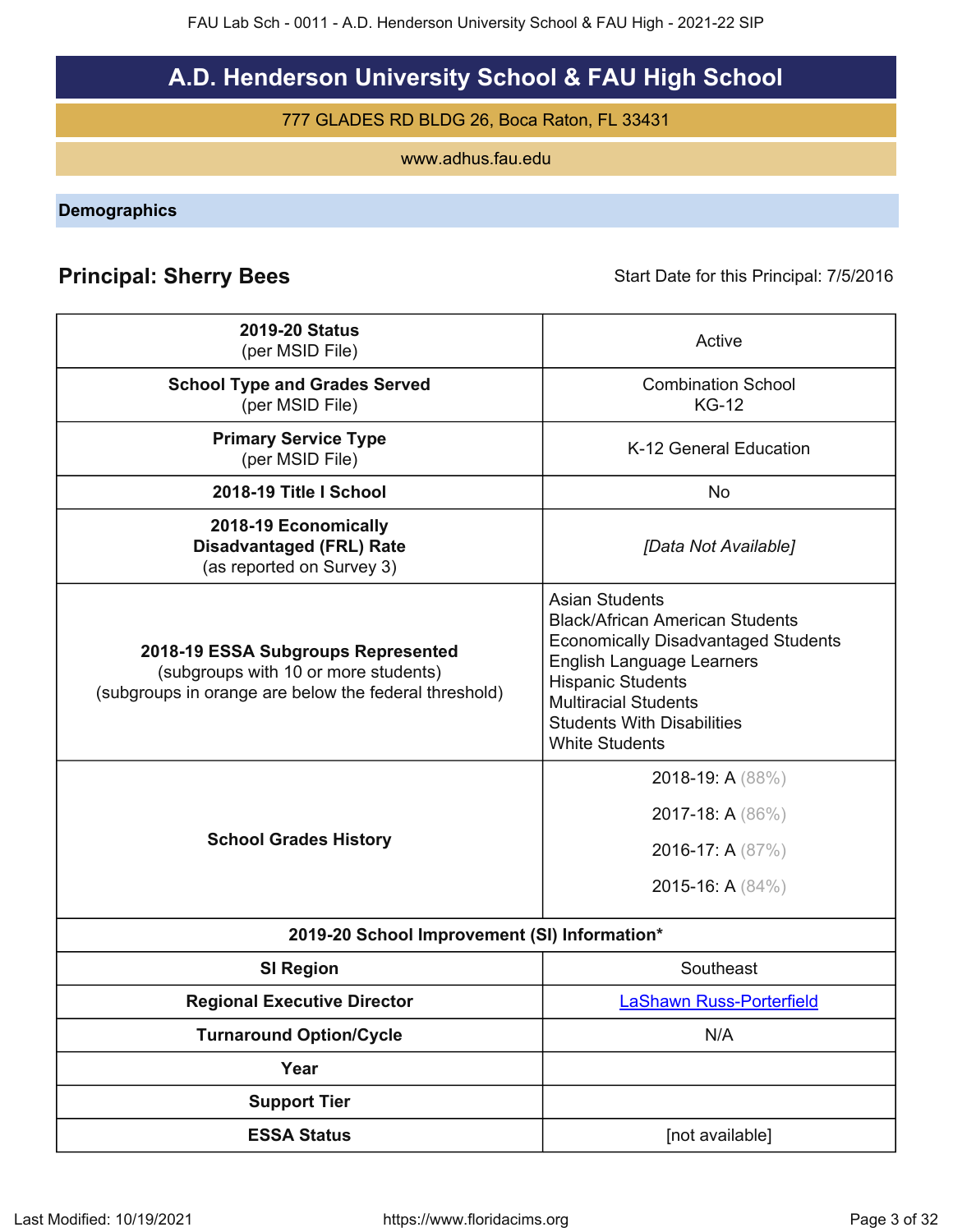# A.D. Henderson University School & FAU High School

777 GLADES RD BLDG 26, Boca Raton, FL 33431

www.adhus.fau.edu

## Demographics

**Principal: Sherry Bees** Start Date for this Principal: 7/5/2016

| | |
|---|---|
| **2019-20 Status** (per MSID File) | Active |
| **School Type and Grades Served** (per MSID File) | Combination School KG-12 |
| **Primary Service Type** (per MSID File) | K-12 General Education |
| **2018-19 Title I School** | No |
| **2018-19 Economically Disadvantaged (FRL) Rate** (as reported on Survey 3) | *[Data Not Available]* |
| **2018-19 ESSA Subgroups Represented** (subgroups with 10 or more students) (subgroups in orange are below the federal threshold) | Asian Students<br>Black/African American Students<br>Economically Disadvantaged Students<br>English Language Learners<br>Hispanic Students<br>Multiracial Students<br>Students With Disabilities<br>White Students |
| **School Grades History** | 2018-19: A (88%)<br>2017-18: A (86%)<br>2016-17: A (87%)<br>2015-16: A (84%) |
| **2019-20 School Improvement (SI) Information*** | |
| **SI Region** | Southeast |
| **Regional Executive Director** | LaShawn Russ-Porterfield |
| **Turnaround Option/Cycle** | N/A |
| **Year** | |
| **Support Tier** | |
| **ESSA Status** | [not available] |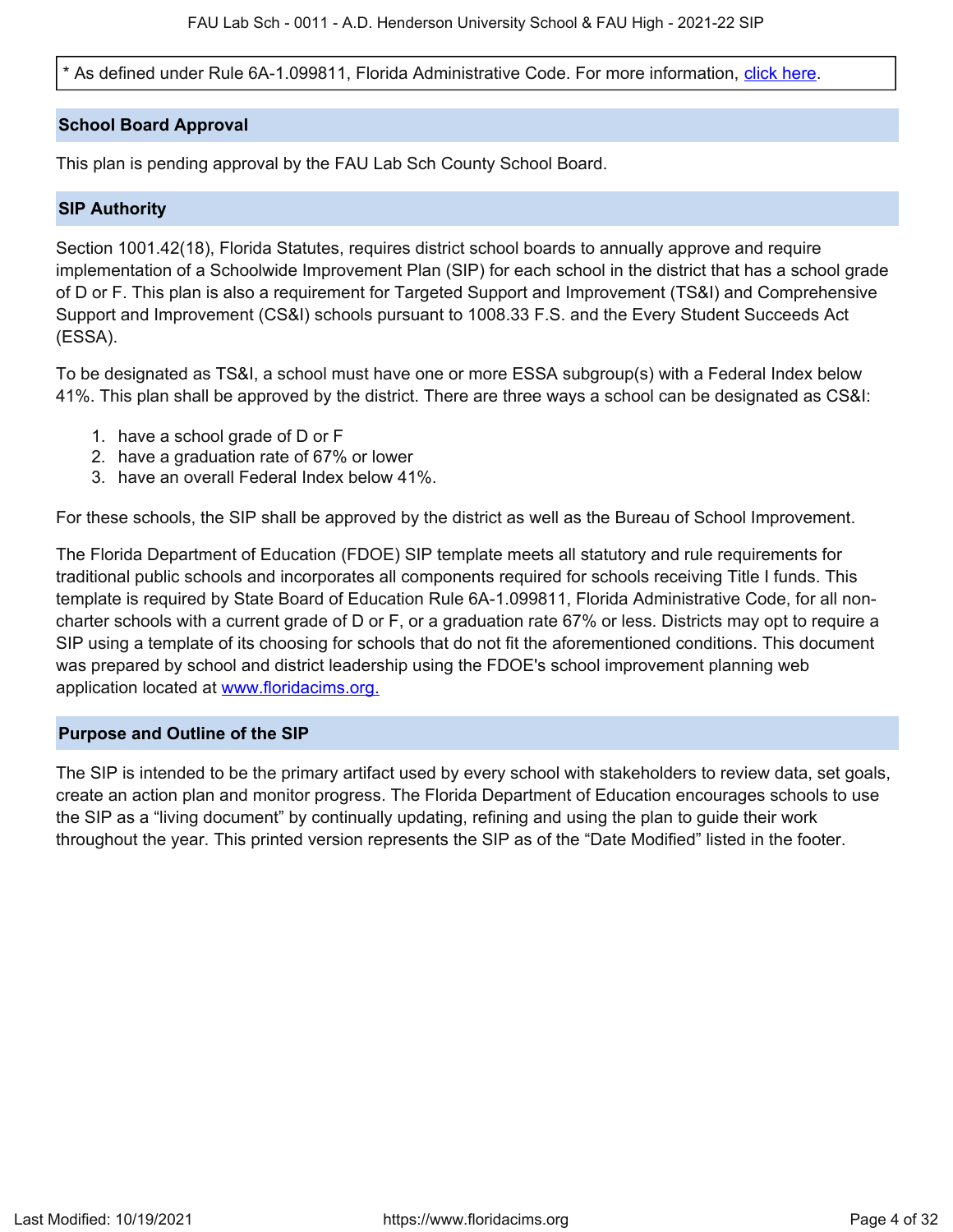* As defined under Rule 6A-1.099811, Florida Administrative Code. For more information, [click here](#).

## School Board Approval

This plan is pending approval by the FAU Lab Sch County School Board.

## SIP Authority

Section 1001.42(18), Florida Statutes, requires district school boards to annually approve and require implementation of a Schoolwide Improvement Plan (SIP) for each school in the district that has a school grade of D or F. This plan is also a requirement for Targeted Support and Improvement (TS&I) and Comprehensive Support and Improvement (CS&I) schools pursuant to 1008.33 F.S. and the Every Student Succeeds Act (ESSA).

To be designated as TS&I, a school must have one or more ESSA subgroup(s) with a Federal Index below 41%. This plan shall be approved by the district. There are three ways a school can be designated as CS&I:

1. have a school grade of D or F
2. have a graduation rate of 67% or lower
3. have an overall Federal Index below 41%.

For these schools, the SIP shall be approved by the district as well as the Bureau of School Improvement.

The Florida Department of Education (FDOE) SIP template meets all statutory and rule requirements for traditional public schools and incorporates all components required for schools receiving Title I funds. This template is required by State Board of Education Rule 6A-1.099811, Florida Administrative Code, for all non-charter schools with a current grade of D or F, or a graduation rate 67% or less. Districts may opt to require a SIP using a template of its choosing for schools that do not fit the aforementioned conditions. This document was prepared by school and district leadership using the FDOE's school improvement planning web application located at [www.floridacims.org.](https://www.floridacims.org)

## Purpose and Outline of the SIP

The SIP is intended to be the primary artifact used by every school with stakeholders to review data, set goals, create an action plan and monitor progress. The Florida Department of Education encourages schools to use the SIP as a "living document" by continually updating, refining and using the plan to guide their work throughout the year. This printed version represents the SIP as of the "Date Modified" listed in the footer.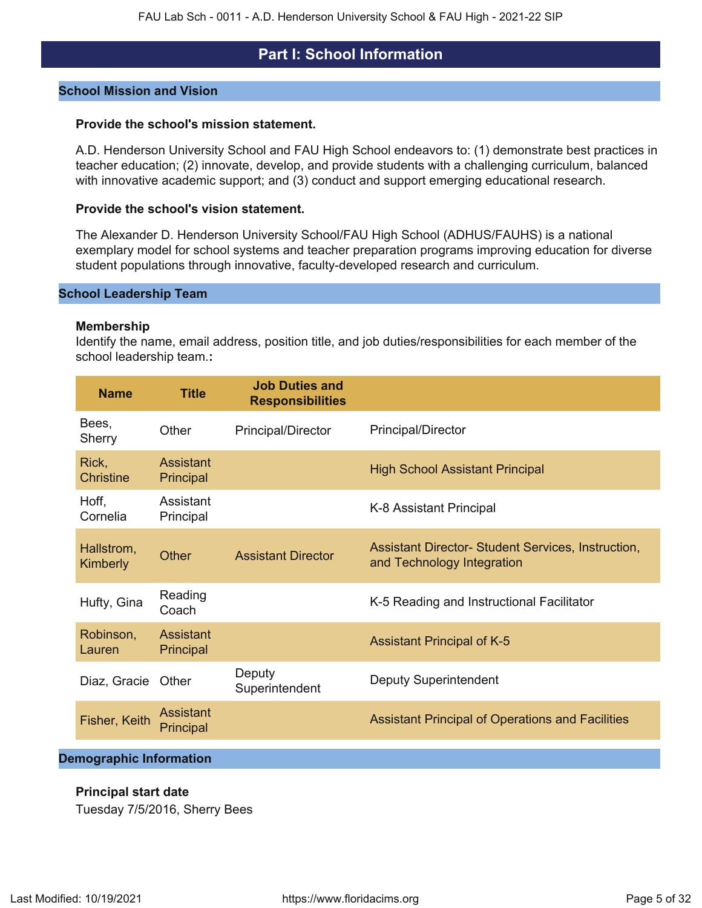# Part I: School Information

## School Mission and Vision

**Provide the school's mission statement.**

A.D. Henderson University School and FAU High School endeavors to: (1) demonstrate best practices in teacher education; (2) innovate, develop, and provide students with a challenging curriculum, balanced with innovative academic support; and (3) conduct and support emerging educational research.

**Provide the school's vision statement.**

The Alexander D. Henderson University School/FAU High School (ADHUS/FAUHS) is a national exemplary model for school systems and teacher preparation programs improving education for diverse student populations through innovative, faculty-developed research and curriculum.

## School Leadership Team

**Membership**
Identify the name, email address, position title, and job duties/responsibilities for each member of the school leadership team.**:**

| Name | Title | Job Duties and Responsibilities | |
|---|---|---|---|
| Bees, Sherry | Other | Principal/Director | Principal/Director |
| Rick, Christine | Assistant Principal | | High School Assistant Principal |
| Hoff, Cornelia | Assistant Principal | | K-8 Assistant Principal |
| Hallstrom, Kimberly | Other | Assistant Director | Assistant Director- Student Services, Instruction, and Technology Integration |
| Hufty, Gina | Reading Coach | | K-5 Reading and Instructional Facilitator |
| Robinson, Lauren | Assistant Principal | | Assistant Principal of K-5 |
| Diaz, Gracie | Other | Deputy Superintendent | Deputy Superintendent |
| Fisher, Keith | Assistant Principal | | Assistant Principal of Operations and Facilities |

## Demographic Information

**Principal start date**
Tuesday 7/5/2016, Sherry Bees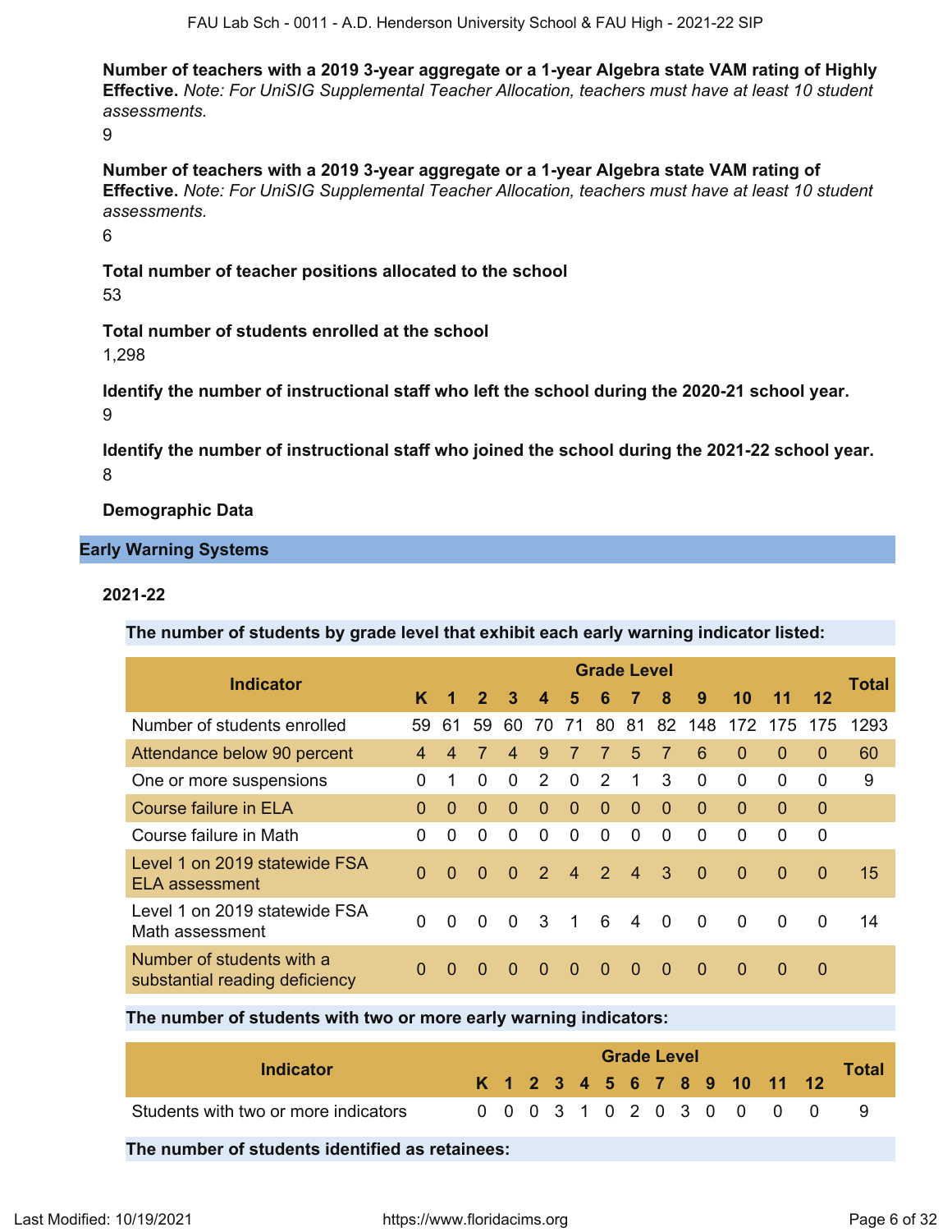**Number of teachers with a 2019 3-year aggregate or a 1-year Algebra state VAM rating of Highly Effective.** *Note: For UniSIG Supplemental Teacher Allocation, teachers must have at least 10 student assessments.*

9

**Number of teachers with a 2019 3-year aggregate or a 1-year Algebra state VAM rating of Effective.** *Note: For UniSIG Supplemental Teacher Allocation, teachers must have at least 10 student assessments.*

6

**Total number of teacher positions allocated to the school**

53

**Total number of students enrolled at the school**

1,298

**Identify the number of instructional staff who left the school during the 2020-21 school year.**

9

**Identify the number of instructional staff who joined the school during the 2021-22 school year.**

8

**Demographic Data**

## Early Warning Systems

### 2021-22

**The number of students by grade level that exhibit each early warning indicator listed:**

| Indicator | Grade Level | | | | | | | | | | | | | Total |
|---|---|---|---|---|---|---|---|---|---|---|---|---|---|---|
| | K | 1 | 2 | 3 | 4 | 5 | 6 | 7 | 8 | 9 | 10 | 11 | 12 | |
| Number of students enrolled | 59 | 61 | 59 | 60 | 70 | 71 | 80 | 81 | 82 | 148 | 172 | 175 | 175 | 1293 |
| Attendance below 90 percent | 4 | 4 | 7 | 4 | 9 | 7 | 7 | 5 | 7 | 6 | 0 | 0 | 0 | 60 |
| One or more suspensions | 0 | 1 | 0 | 0 | 2 | 0 | 2 | 1 | 3 | 0 | 0 | 0 | 0 | 9 |
| Course failure in ELA | 0 | 0 | 0 | 0 | 0 | 0 | 0 | 0 | 0 | 0 | 0 | 0 | 0 | |
| Course failure in Math | 0 | 0 | 0 | 0 | 0 | 0 | 0 | 0 | 0 | 0 | 0 | 0 | 0 | |
| Level 1 on 2019 statewide FSA ELA assessment | 0 | 0 | 0 | 0 | 2 | 4 | 2 | 4 | 3 | 0 | 0 | 0 | 0 | 15 |
| Level 1 on 2019 statewide FSA Math assessment | 0 | 0 | 0 | 0 | 3 | 1 | 6 | 4 | 0 | 0 | 0 | 0 | 0 | 14 |
| Number of students with a substantial reading deficiency | 0 | 0 | 0 | 0 | 0 | 0 | 0 | 0 | 0 | 0 | 0 | 0 | 0 | |

**The number of students with two or more early warning indicators:**

| Indicator | Grade Level | | | | | | | | | | | | | Total |
|---|---|---|---|---|---|---|---|---|---|---|---|---|---|---|
| | K | 1 | 2 | 3 | 4 | 5 | 6 | 7 | 8 | 9 | 10 | 11 | 12 | |
| Students with two or more indicators | 0 | 0 | 0 | 3 | 1 | 0 | 2 | 0 | 3 | 0 | 0 | 0 | 0 | 9 |

**The number of students identified as retainees:**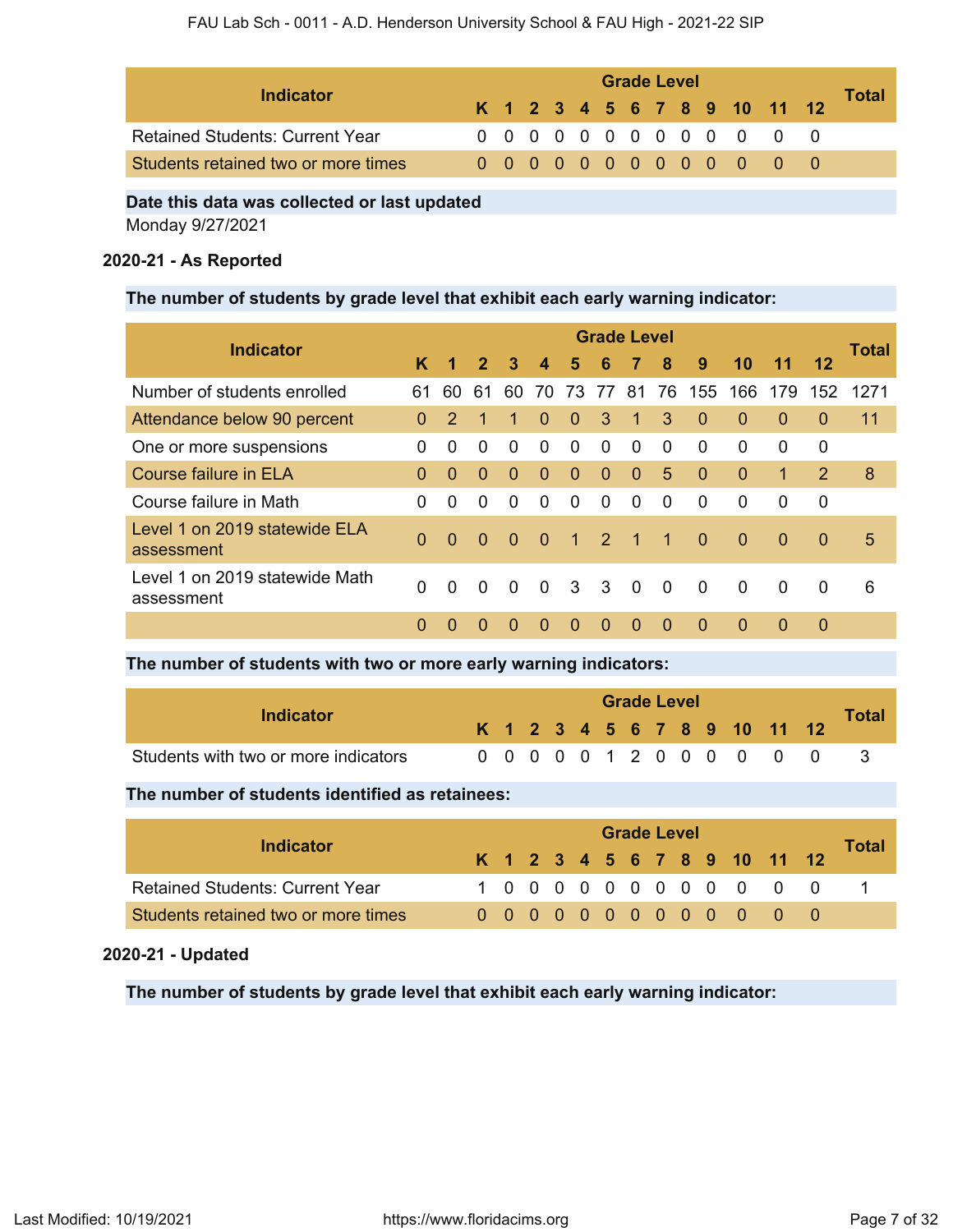| Indicator | Grade Level | | | | | | | | | | | | | Total |
|---|---|---|---|---|---|---|---|---|---|---|---|---|---|---|
| | K | 1 | 2 | 3 | 4 | 5 | 6 | 7 | 8 | 9 | 10 | 11 | 12 | |
| Retained Students: Current Year | 0 | 0 | 0 | 0 | 0 | 0 | 0 | 0 | 0 | 0 | 0 | 0 | 0 | |
| Students retained two or more times | 0 | 0 | 0 | 0 | 0 | 0 | 0 | 0 | 0 | 0 | 0 | 0 | 0 | |

**Date this data was collected or last updated**

Monday 9/27/2021

**2020-21 - As Reported**

**The number of students by grade level that exhibit each early warning indicator:**

| Indicator | Grade Level | | | | | | | | | | | | | Total |
|---|---|---|---|---|---|---|---|---|---|---|---|---|---|---|
| | K | 1 | 2 | 3 | 4 | 5 | 6 | 7 | 8 | 9 | 10 | 11 | 12 | |
| Number of students enrolled | 61 | 60 | 61 | 60 | 70 | 73 | 77 | 81 | 76 | 155 | 166 | 179 | 152 | 1271 |
| Attendance below 90 percent | 0 | 2 | 1 | 1 | 0 | 0 | 3 | 1 | 3 | 0 | 0 | 0 | 0 | 11 |
| One or more suspensions | 0 | 0 | 0 | 0 | 0 | 0 | 0 | 0 | 0 | 0 | 0 | 0 | 0 | |
| Course failure in ELA | 0 | 0 | 0 | 0 | 0 | 0 | 0 | 0 | 5 | 0 | 0 | 1 | 2 | 8 |
| Course failure in Math | 0 | 0 | 0 | 0 | 0 | 0 | 0 | 0 | 0 | 0 | 0 | 0 | 0 | |
| Level 1 on 2019 statewide ELA assessment | 0 | 0 | 0 | 0 | 0 | 1 | 2 | 1 | 1 | 0 | 0 | 0 | 0 | 5 |
| Level 1 on 2019 statewide Math assessment | 0 | 0 | 0 | 0 | 0 | 3 | 3 | 0 | 0 | 0 | 0 | 0 | 0 | 6 |
| | 0 | 0 | 0 | 0 | 0 | 0 | 0 | 0 | 0 | 0 | 0 | 0 | 0 | |

**The number of students with two or more early warning indicators:**

| Indicator | Grade Level | | | | | | | | | | | | | Total |
|---|---|---|---|---|---|---|---|---|---|---|---|---|---|---|
| | K | 1 | 2 | 3 | 4 | 5 | 6 | 7 | 8 | 9 | 10 | 11 | 12 | |
| Students with two or more indicators | 0 | 0 | 0 | 0 | 0 | 1 | 2 | 0 | 0 | 0 | 0 | 0 | 0 | 3 |

**The number of students identified as retainees:**

| Indicator | Grade Level | | | | | | | | | | | | | Total |
|---|---|---|---|---|---|---|---|---|---|---|---|---|---|---|
| | K | 1 | 2 | 3 | 4 | 5 | 6 | 7 | 8 | 9 | 10 | 11 | 12 | |
| Retained Students: Current Year | 1 | 0 | 0 | 0 | 0 | 0 | 0 | 0 | 0 | 0 | 0 | 0 | 0 | 1 |
| Students retained two or more times | 0 | 0 | 0 | 0 | 0 | 0 | 0 | 0 | 0 | 0 | 0 | 0 | 0 | |

**2020-21 - Updated**

**The number of students by grade level that exhibit each early warning indicator:**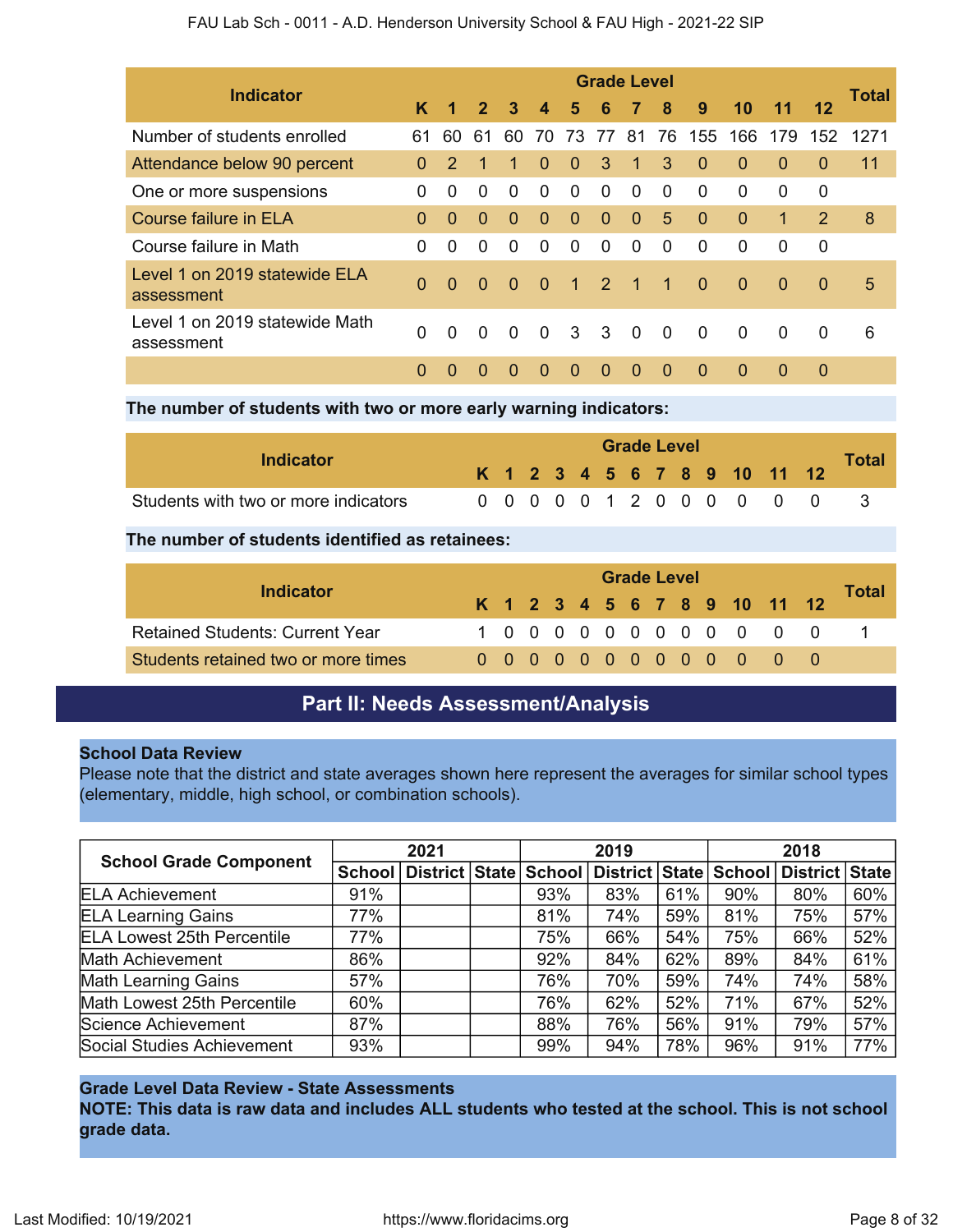| Indicator | Grade Level | | | | | | | | | | | | | Total |
|---|---|---|---|---|---|---|---|---|---|---|---|---|---|---|
| | K | 1 | 2 | 3 | 4 | 5 | 6 | 7 | 8 | 9 | 10 | 11 | 12 | |
| Number of students enrolled | 61 | 60 | 61 | 60 | 70 | 73 | 77 | 81 | 76 | 155 | 166 | 179 | 152 | 1271 |
| Attendance below 90 percent | 0 | 2 | 1 | 1 | 0 | 0 | 3 | 1 | 3 | 0 | 0 | 0 | 0 | 11 |
| One or more suspensions | 0 | 0 | 0 | 0 | 0 | 0 | 0 | 0 | 0 | 0 | 0 | 0 | 0 | |
| Course failure in ELA | 0 | 0 | 0 | 0 | 0 | 0 | 0 | 0 | 5 | 0 | 0 | 1 | 2 | 8 |
| Course failure in Math | 0 | 0 | 0 | 0 | 0 | 0 | 0 | 0 | 0 | 0 | 0 | 0 | 0 | |
| Level 1 on 2019 statewide ELA assessment | 0 | 0 | 0 | 0 | 0 | 1 | 2 | 1 | 1 | 0 | 0 | 0 | 0 | 5 |
| Level 1 on 2019 statewide Math assessment | 0 | 0 | 0 | 0 | 0 | 3 | 3 | 0 | 0 | 0 | 0 | 0 | 0 | 6 |
| | 0 | 0 | 0 | 0 | 0 | 0 | 0 | 0 | 0 | 0 | 0 | 0 | 0 | |

**The number of students with two or more early warning indicators:**

| Indicator | Grade Level | | | | | | | | | | | | | Total |
|---|---|---|---|---|---|---|---|---|---|---|---|---|---|---|
| | K | 1 | 2 | 3 | 4 | 5 | 6 | 7 | 8 | 9 | 10 | 11 | 12 | |
| Students with two or more indicators | 0 | 0 | 0 | 0 | 0 | 1 | 2 | 0 | 0 | 0 | 0 | 0 | 0 | 3 |

**The number of students identified as retainees:**

| Indicator | Grade Level | | | | | | | | | | | | | Total |
|---|---|---|---|---|---|---|---|---|---|---|---|---|---|---|
| | K | 1 | 2 | 3 | 4 | 5 | 6 | 7 | 8 | 9 | 10 | 11 | 12 | |
| Retained Students: Current Year | 1 | 0 | 0 | 0 | 0 | 0 | 0 | 0 | 0 | 0 | 0 | 0 | 0 | 1 |
| Students retained two or more times | 0 | 0 | 0 | 0 | 0 | 0 | 0 | 0 | 0 | 0 | 0 | 0 | 0 | |

## Part II: Needs Assessment/Analysis

**School Data Review**

Please note that the district and state averages shown here represent the averages for similar school types (elementary, middle, high school, or combination schools).

| School Grade Component | 2021 | | | 2019 | | | 2018 | | |
|---|---|---|---|---|---|---|---|---|---|
| | School | District | State | School | District | State | School | District | State |
| ELA Achievement | 91% | | | 93% | 83% | 61% | 90% | 80% | 60% |
| ELA Learning Gains | 77% | | | 81% | 74% | 59% | 81% | 75% | 57% |
| ELA Lowest 25th Percentile | 77% | | | 75% | 66% | 54% | 75% | 66% | 52% |
| Math Achievement | 86% | | | 92% | 84% | 62% | 89% | 84% | 61% |
| Math Learning Gains | 57% | | | 76% | 70% | 59% | 74% | 74% | 58% |
| Math Lowest 25th Percentile | 60% | | | 76% | 62% | 52% | 71% | 67% | 52% |
| Science Achievement | 87% | | | 88% | 76% | 56% | 91% | 79% | 57% |
| Social Studies Achievement | 93% | | | 99% | 94% | 78% | 96% | 91% | 77% |

**Grade Level Data Review - State Assessments**

**NOTE: This data is raw data and includes ALL students who tested at the school. This is not school grade data.**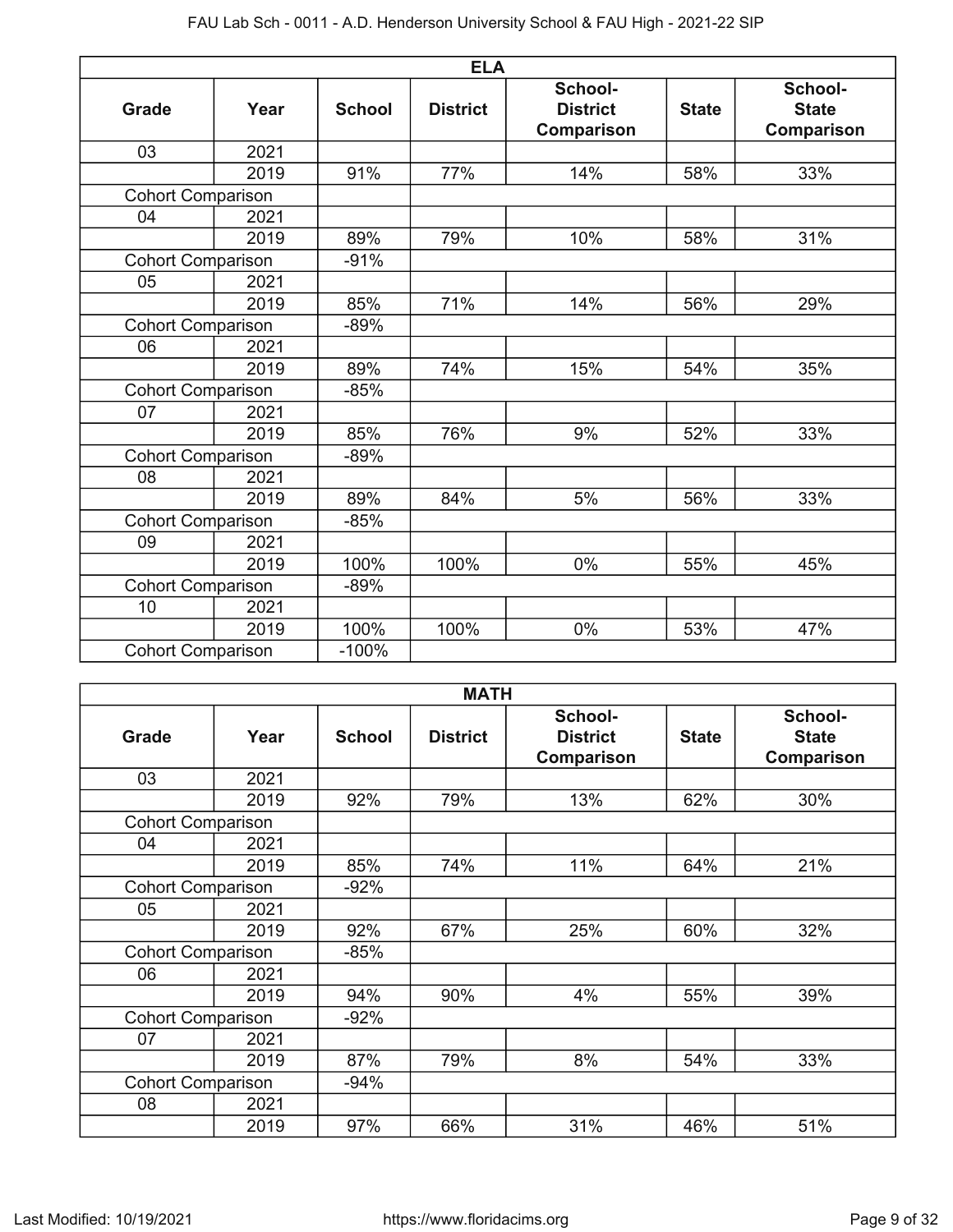| ELA | | | | | | |
|---|---|---|---|---|---|---|
| **Grade** | **Year** | **School** | **District** | **School-District Comparison** | **State** | **School-State Comparison** |
| 03 | 2021 | | | | | |
| | 2019 | 91% | 77% | 14% | 58% | 33% |
| Cohort Comparison | | | | | | |
| 04 | 2021 | | | | | |
| | 2019 | 89% | 79% | 10% | 58% | 31% |
| Cohort Comparison | | -91% | | | | |
| 05 | 2021 | | | | | |
| | 2019 | 85% | 71% | 14% | 56% | 29% |
| Cohort Comparison | | -89% | | | | |
| 06 | 2021 | | | | | |
| | 2019 | 89% | 74% | 15% | 54% | 35% |
| Cohort Comparison | | -85% | | | | |
| 07 | 2021 | | | | | |
| | 2019 | 85% | 76% | 9% | 52% | 33% |
| Cohort Comparison | | -89% | | | | |
| 08 | 2021 | | | | | |
| | 2019 | 89% | 84% | 5% | 56% | 33% |
| Cohort Comparison | | -85% | | | | |
| 09 | 2021 | | | | | |
| | 2019 | 100% | 100% | 0% | 55% | 45% |
| Cohort Comparison | | -89% | | | | |
| 10 | 2021 | | | | | |
| | 2019 | 100% | 100% | 0% | 53% | 47% |
| Cohort Comparison | | -100% | | | | |

| MATH | | | | | | |
|---|---|---|---|---|---|---|
| **Grade** | **Year** | **School** | **District** | **School-District Comparison** | **State** | **School-State Comparison** |
| 03 | 2021 | | | | | |
| | 2019 | 92% | 79% | 13% | 62% | 30% |
| Cohort Comparison | | | | | | |
| 04 | 2021 | | | | | |
| | 2019 | 85% | 74% | 11% | 64% | 21% |
| Cohort Comparison | | -92% | | | | |
| 05 | 2021 | | | | | |
| | 2019 | 92% | 67% | 25% | 60% | 32% |
| Cohort Comparison | | -85% | | | | |
| 06 | 2021 | | | | | |
| | 2019 | 94% | 90% | 4% | 55% | 39% |
| Cohort Comparison | | -92% | | | | |
| 07 | 2021 | | | | | |
| | 2019 | 87% | 79% | 8% | 54% | 33% |
| Cohort Comparison | | -94% | | | | |
| 08 | 2021 | | | | | |
| | 2019 | 97% | 66% | 31% | 46% | 51% |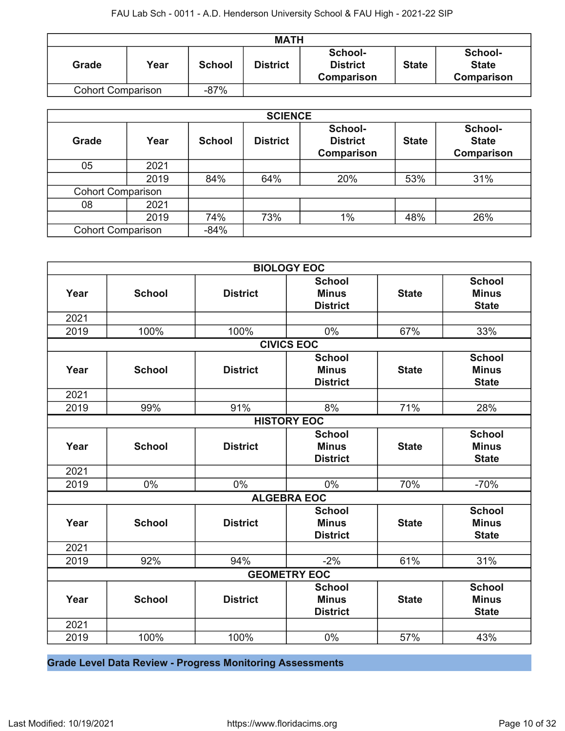| MATH | | | | | | |
|---|---|---|---|---|---|---|
| Grade | Year | School | District | School-District Comparison | State | School-State Comparison |
| Cohort Comparison | | -87% | | | | |

| SCIENCE | | | | | | |
|---|---|---|---|---|---|---|
| Grade | Year | School | District | School-District Comparison | State | School-State Comparison |
| 05 | 2021 | | | | | |
| | 2019 | 84% | 64% | 20% | 53% | 31% |
| Cohort Comparison | | | | | | |
| 08 | 2021 | | | | | |
| | 2019 | 74% | 73% | 1% | 48% | 26% |
| Cohort Comparison | | -84% | | | | |

| BIOLOGY EOC | | | | | |
|---|---|---|---|---|---|
| Year | School | District | School Minus District | State | School Minus State |
| 2021 | | | | | |
| 2019 | 100% | 100% | 0% | 67% | 33% |

| CIVICS EOC | | | | | |
|---|---|---|---|---|---|
| Year | School | District | School Minus District | State | School Minus State |
| 2021 | | | | | |
| 2019 | 99% | 91% | 8% | 71% | 28% |

| HISTORY EOC | | | | | |
|---|---|---|---|---|---|
| Year | School | District | School Minus District | State | School Minus State |
| 2021 | | | | | |
| 2019 | 0% | 0% | 0% | 70% | -70% |

| ALGEBRA EOC | | | | | |
|---|---|---|---|---|---|
| Year | School | District | School Minus District | State | School Minus State |
| 2021 | | | | | |
| 2019 | 92% | 94% | -2% | 61% | 31% |

| GEOMETRY EOC | | | | | |
|---|---|---|---|---|---|
| Year | School | District | School Minus District | State | School Minus State |
| 2021 | | | | | |
| 2019 | 100% | 100% | 0% | 57% | 43% |

## Grade Level Data Review - Progress Monitoring Assessments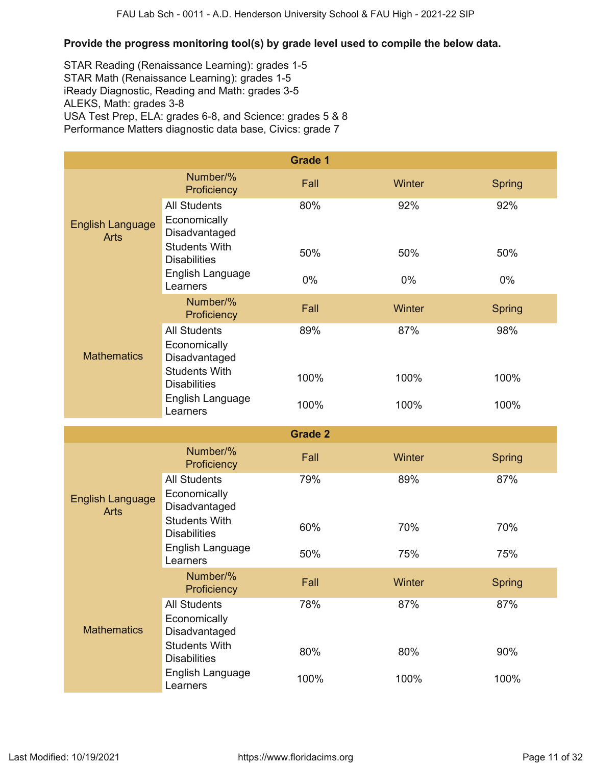**Provide the progress monitoring tool(s) by grade level used to compile the below data.**

STAR Reading (Renaissance Learning): grades 1-5
STAR Math (Renaissance Learning): grades 1-5
iReady Diagnostic, Reading and Math: grades 3-5
ALEKS, Math: grades 3-8
USA Test Prep, ELA: grades 6-8, and Science: grades 5 & 8
Performance Matters diagnostic data base, Civics: grade 7

| Grade 1 | | | | |
|---|---|---|---|---|
| English Language Arts | Number/% Proficiency | Fall | Winter | Spring |
| | All Students | 80% | 92% | 92% |
| | Economically Disadvantaged | | | |
| | Students With Disabilities | 50% | 50% | 50% |
| | English Language Learners | 0% | 0% | 0% |
| Mathematics | Number/% Proficiency | Fall | Winter | Spring |
| | All Students | 89% | 87% | 98% |
| | Economically Disadvantaged | | | |
| | Students With Disabilities | 100% | 100% | 100% |
| | English Language Learners | 100% | 100% | 100% |

| Grade 2 | | | | |
|---|---|---|---|---|
| English Language Arts | Number/% Proficiency | Fall | Winter | Spring |
| | All Students | 79% | 89% | 87% |
| | Economically Disadvantaged | | | |
| | Students With Disabilities | 60% | 70% | 70% |
| | English Language Learners | 50% | 75% | 75% |
| Mathematics | Number/% Proficiency | Fall | Winter | Spring |
| | All Students | 78% | 87% | 87% |
| | Economically Disadvantaged | | | |
| | Students With Disabilities | 80% | 80% | 90% |
| | English Language Learners | 100% | 100% | 100% |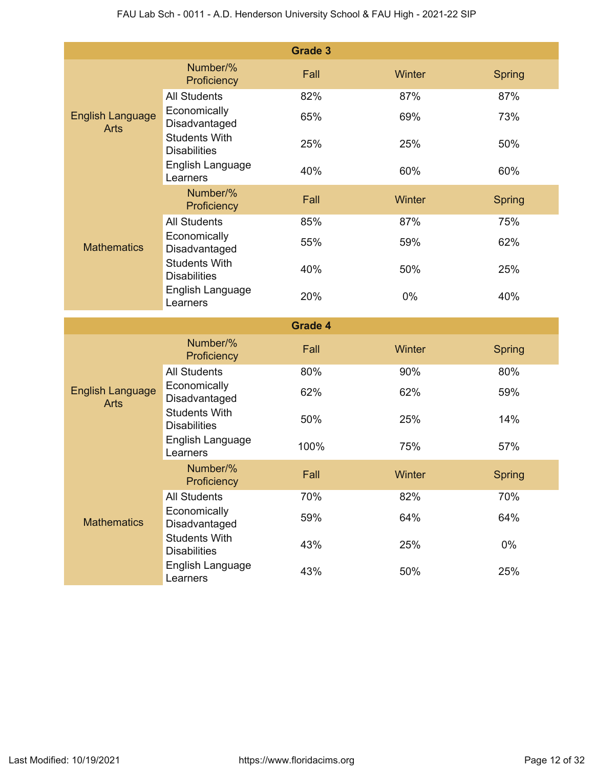| Grade 3 | | | | |
|---|---|---|---|---|
| | Number/% Proficiency | Fall | Winter | Spring |
| English Language Arts | All Students | 82% | 87% | 87% |
| | Economically Disadvantaged | 65% | 69% | 73% |
| | Students With Disabilities | 25% | 25% | 50% |
| | English Language Learners | 40% | 60% | 60% |
| | Number/% Proficiency | Fall | Winter | Spring |
| Mathematics | All Students | 85% | 87% | 75% |
| | Economically Disadvantaged | 55% | 59% | 62% |
| | Students With Disabilities | 40% | 50% | 25% |
| | English Language Learners | 20% | 0% | 40% |

| Grade 4 | | | | |
|---|---|---|---|---|
| | Number/% Proficiency | Fall | Winter | Spring |
| English Language Arts | All Students | 80% | 90% | 80% |
| | Economically Disadvantaged | 62% | 62% | 59% |
| | Students With Disabilities | 50% | 25% | 14% |
| | English Language Learners | 100% | 75% | 57% |
| | Number/% Proficiency | Fall | Winter | Spring |
| Mathematics | All Students | 70% | 82% | 70% |
| | Economically Disadvantaged | 59% | 64% | 64% |
| | Students With Disabilities | 43% | 25% | 0% |
| | English Language Learners | 43% | 50% | 25% |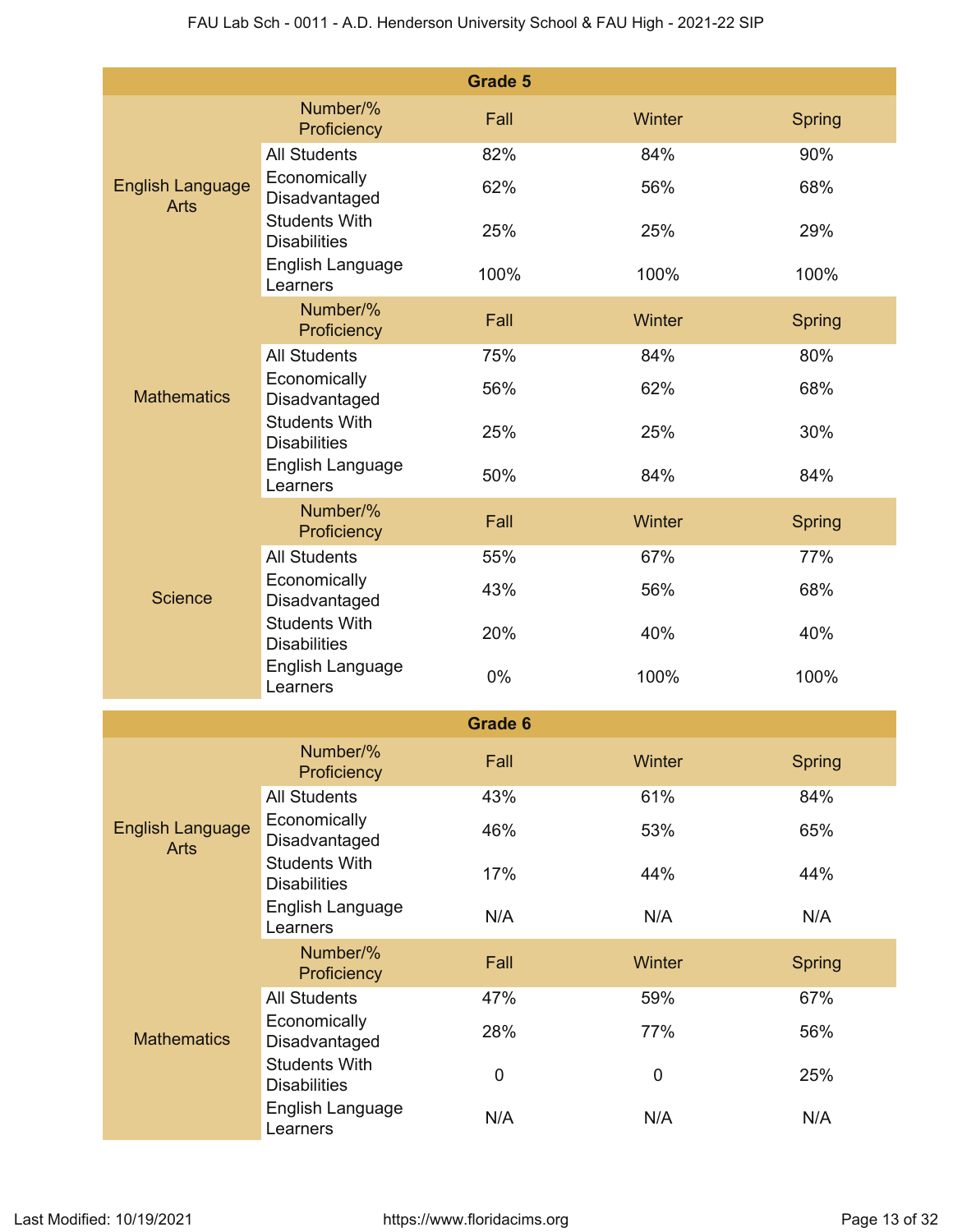| Grade 5 | | | | |
|---|---|---|---|---|
| | Number/% Proficiency | Fall | Winter | Spring |
| English Language Arts | All Students | 82% | 84% | 90% |
| | Economically Disadvantaged | 62% | 56% | 68% |
| | Students With Disabilities | 25% | 25% | 29% |
| | English Language Learners | 100% | 100% | 100% |
| | Number/% Proficiency | Fall | Winter | Spring |
| Mathematics | All Students | 75% | 84% | 80% |
| | Economically Disadvantaged | 56% | 62% | 68% |
| | Students With Disabilities | 25% | 25% | 30% |
| | English Language Learners | 50% | 84% | 84% |
| | Number/% Proficiency | Fall | Winter | Spring |
| Science | All Students | 55% | 67% | 77% |
| | Economically Disadvantaged | 43% | 56% | 68% |
| | Students With Disabilities | 20% | 40% | 40% |
| | English Language Learners | 0% | 100% | 100% |

| Grade 6 | | | | |
|---|---|---|---|---|
| | Number/% Proficiency | Fall | Winter | Spring |
| English Language Arts | All Students | 43% | 61% | 84% |
| | Economically Disadvantaged | 46% | 53% | 65% |
| | Students With Disabilities | 17% | 44% | 44% |
| | English Language Learners | N/A | N/A | N/A |
| | Number/% Proficiency | Fall | Winter | Spring |
| Mathematics | All Students | 47% | 59% | 67% |
| | Economically Disadvantaged | 28% | 77% | 56% |
| | Students With Disabilities | 0 | 0 | 25% |
| | English Language Learners | N/A | N/A | N/A |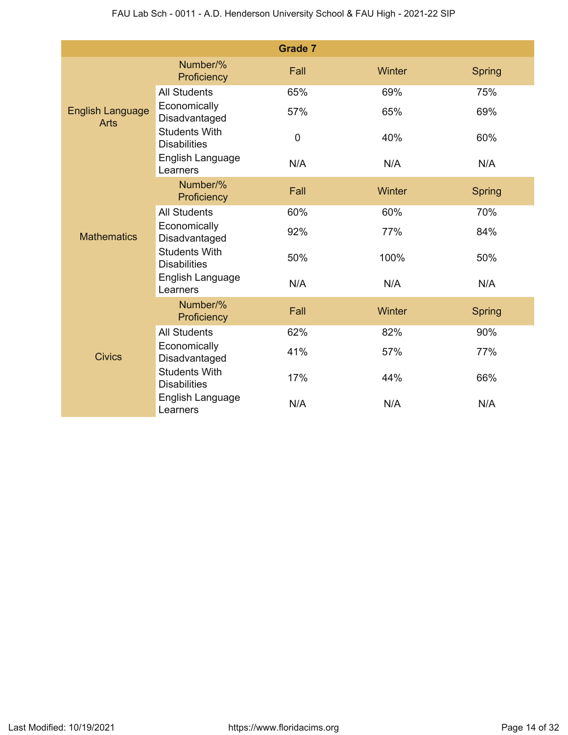| Grade 7 | | | | |
|---|---|---|---|---|
| | Number/% Proficiency | Fall | Winter | Spring |
| English Language Arts | All Students | 65% | 69% | 75% |
| | Economically Disadvantaged | 57% | 65% | 69% |
| | Students With Disabilities | 0 | 40% | 60% |
| | English Language Learners | N/A | N/A | N/A |
| | Number/% Proficiency | Fall | Winter | Spring |
| Mathematics | All Students | 60% | 60% | 70% |
| | Economically Disadvantaged | 92% | 77% | 84% |
| | Students With Disabilities | 50% | 100% | 50% |
| | English Language Learners | N/A | N/A | N/A |
| | Number/% Proficiency | Fall | Winter | Spring |
| Civics | All Students | 62% | 82% | 90% |
| | Economically Disadvantaged | 41% | 57% | 77% |
| | Students With Disabilities | 17% | 44% | 66% |
| | English Language Learners | N/A | N/A | N/A |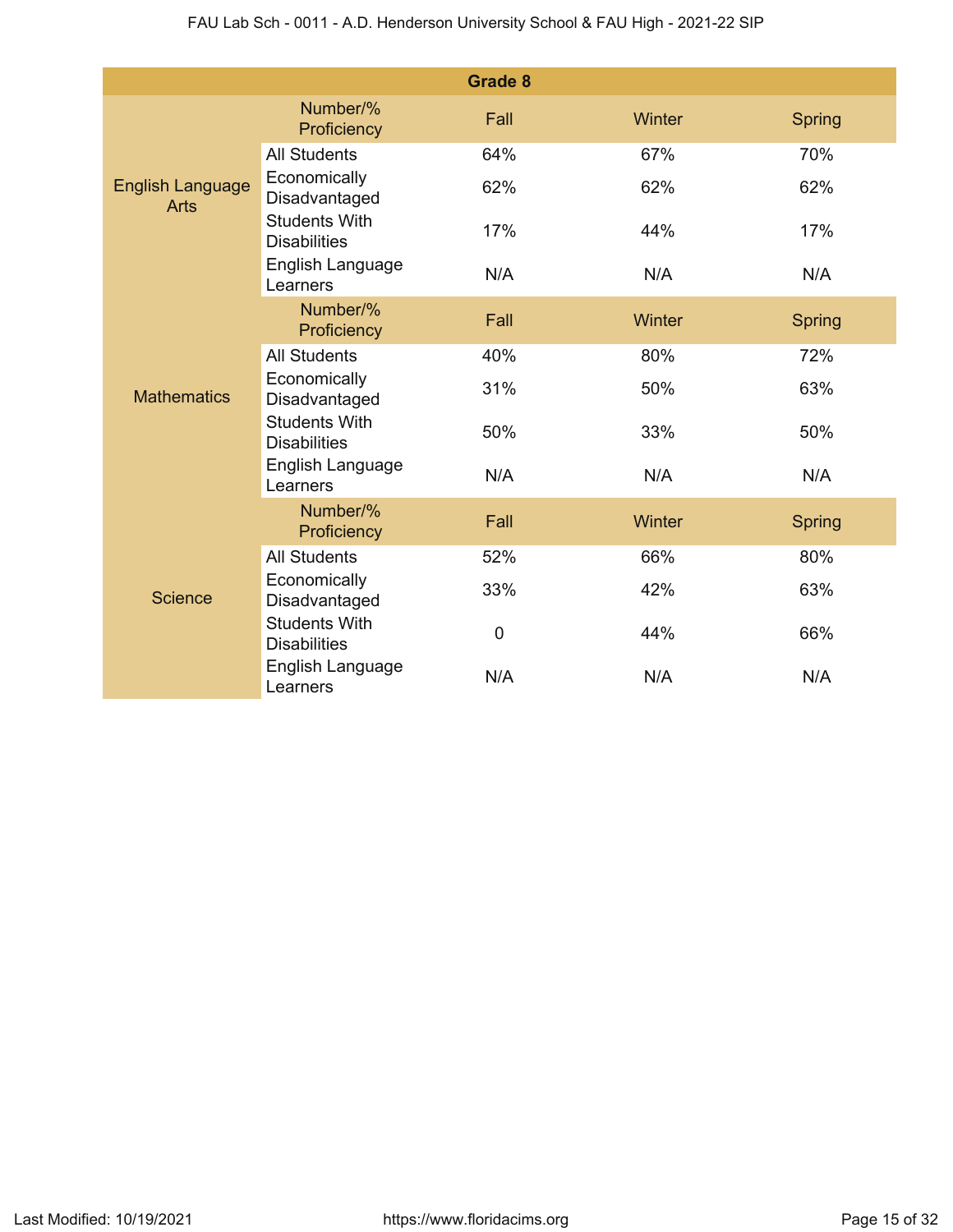| Grade 8 | | | | |
|---|---|---|---|---|
| | Number/% Proficiency | Fall | Winter | Spring |
| English Language Arts | All Students | 64% | 67% | 70% |
| | Economically Disadvantaged | 62% | 62% | 62% |
| | Students With Disabilities | 17% | 44% | 17% |
| | English Language Learners | N/A | N/A | N/A |
| | Number/% Proficiency | Fall | Winter | Spring |
| Mathematics | All Students | 40% | 80% | 72% |
| | Economically Disadvantaged | 31% | 50% | 63% |
| | Students With Disabilities | 50% | 33% | 50% |
| | English Language Learners | N/A | N/A | N/A |
| | Number/% Proficiency | Fall | Winter | Spring |
| Science | All Students | 52% | 66% | 80% |
| | Economically Disadvantaged | 33% | 42% | 63% |
| | Students With Disabilities | 0 | 44% | 66% |
| | English Language Learners | N/A | N/A | N/A |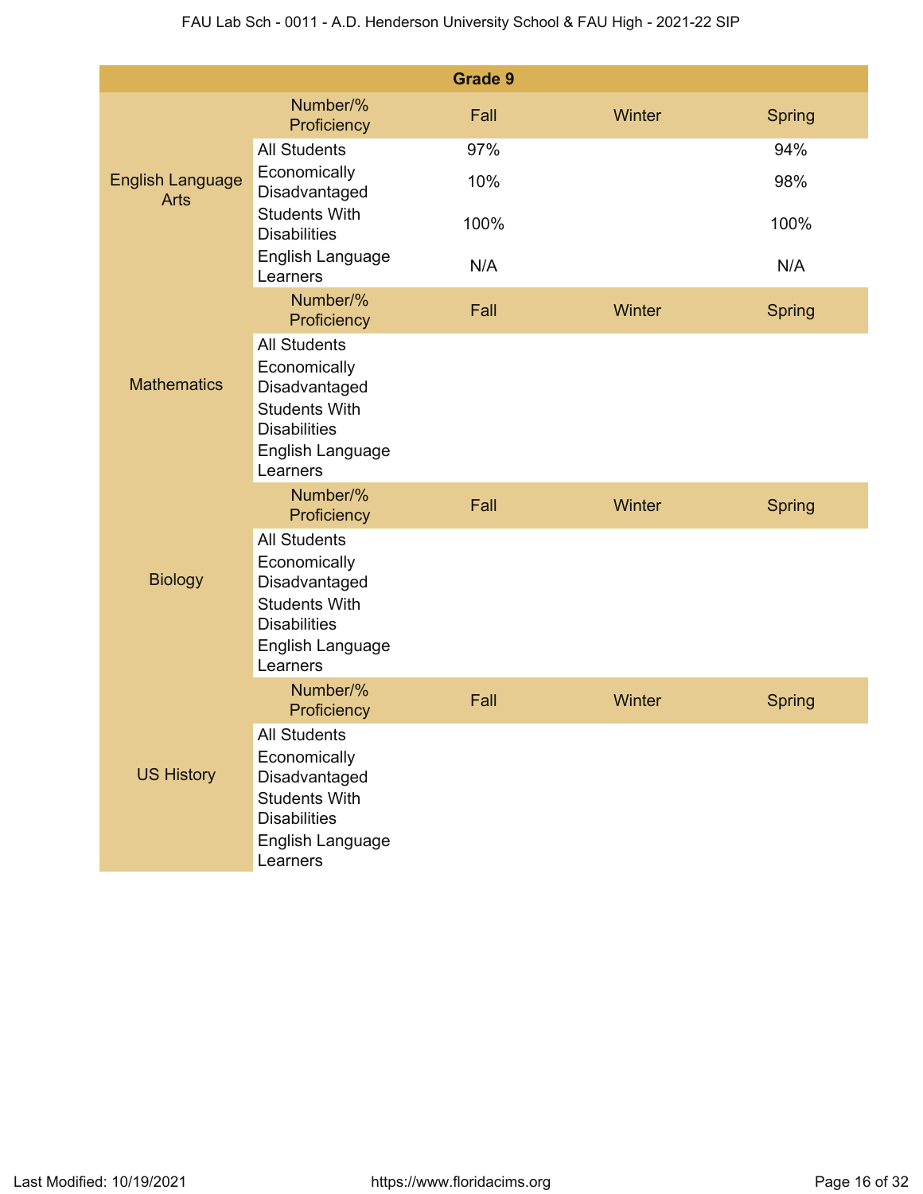| Grade 9 | | | | |
|---|---|---|---|---|
| **English Language Arts** | Number/% Proficiency | Fall | Winter | Spring |
| | All Students | 97% | | 94% |
| | Economically Disadvantaged | 10% | | 98% |
| | Students With Disabilities | 100% | | 100% |
| | English Language Learners | N/A | | N/A |
| **Mathematics** | Number/% Proficiency | Fall | Winter | Spring |
| | All Students | | | |
| | Economically Disadvantaged | | | |
| | Students With Disabilities | | | |
| | English Language Learners | | | |
| **Biology** | Number/% Proficiency | Fall | Winter | Spring |
| | All Students | | | |
| | Economically Disadvantaged | | | |
| | Students With Disabilities | | | |
| | English Language Learners | | | |
| **US History** | Number/% Proficiency | Fall | Winter | Spring |
| | All Students | | | |
| | Economically Disadvantaged | | | |
| | Students With Disabilities | | | |
| | English Language Learners | | | |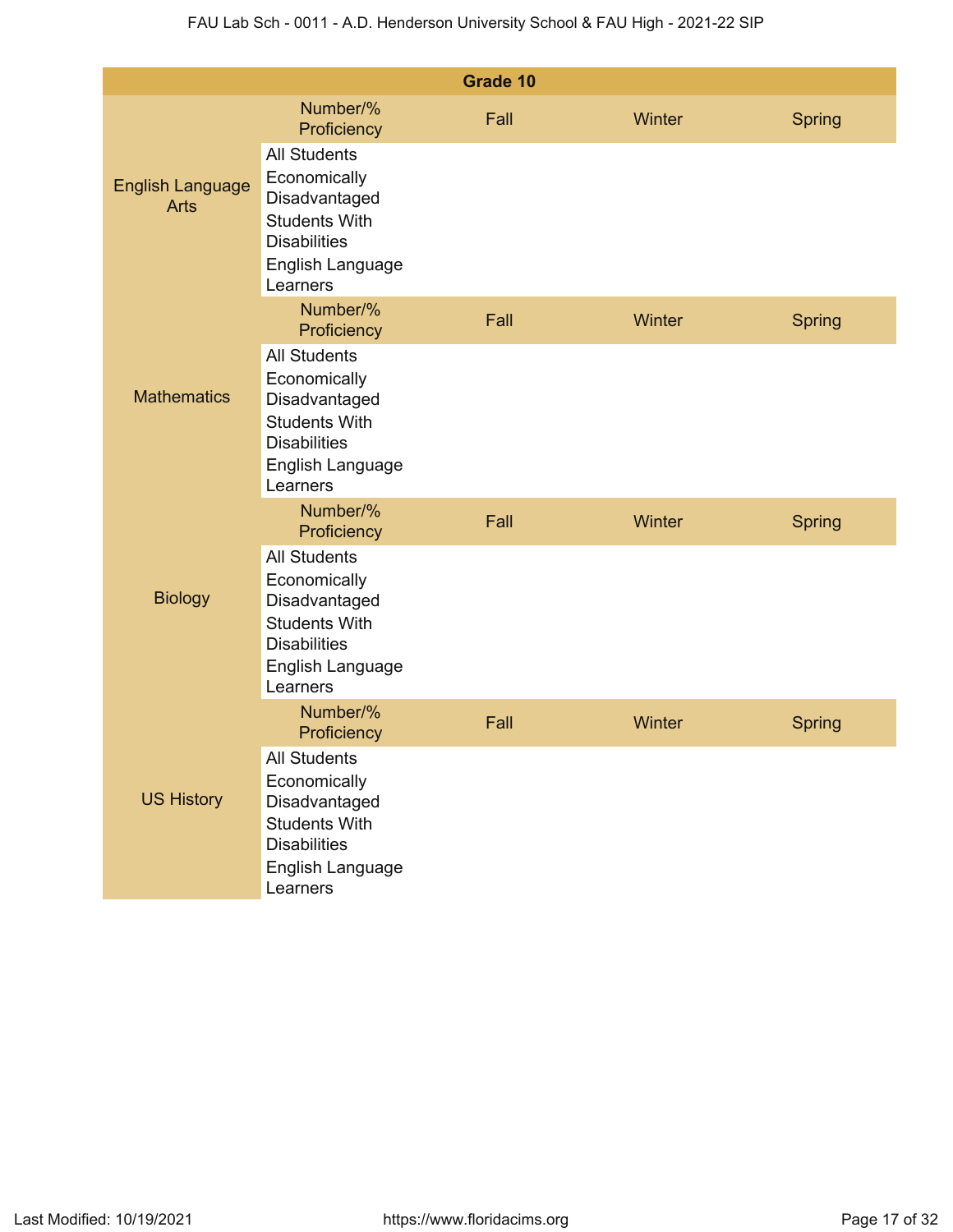| Grade 10 | | | | |
|---|---|---|---|---|
| English Language Arts | Number/% Proficiency | Fall | Winter | Spring |
| | All Students | | | |
| | Economically Disadvantaged | | | |
| | Students With Disabilities | | | |
| | English Language Learners | | | |
| Mathematics | Number/% Proficiency | Fall | Winter | Spring |
| | All Students | | | |
| | Economically Disadvantaged | | | |
| | Students With Disabilities | | | |
| | English Language Learners | | | |
| Biology | Number/% Proficiency | Fall | Winter | Spring |
| | All Students | | | |
| | Economically Disadvantaged | | | |
| | Students With Disabilities | | | |
| | English Language Learners | | | |
| US History | Number/% Proficiency | Fall | Winter | Spring |
| | All Students | | | |
| | Economically Disadvantaged | | | |
| | Students With Disabilities | | | |
| | English Language Learners | | | |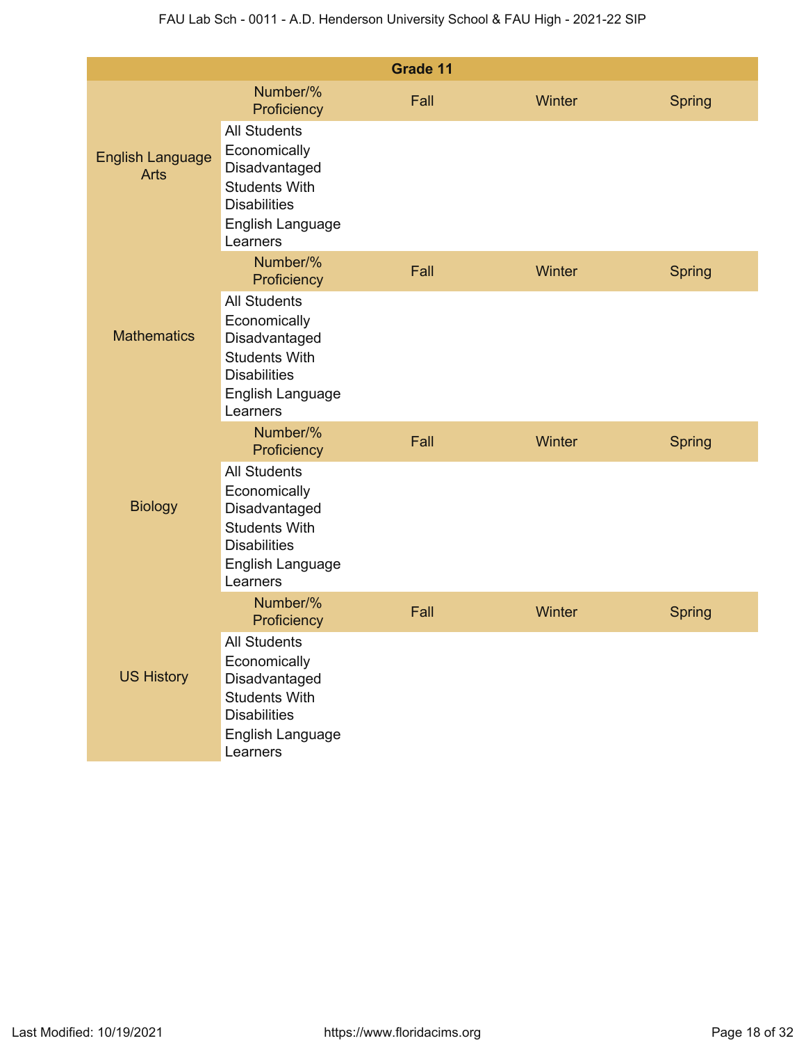| Grade 11 | | | | |
|---|---|---|---|---|
| English Language Arts | Number/% Proficiency | Fall | Winter | Spring |
| | All Students | | | |
| | Economically Disadvantaged | | | |
| | Students With Disabilities | | | |
| | English Language Learners | | | |
| Mathematics | Number/% Proficiency | Fall | Winter | Spring |
| | All Students | | | |
| | Economically Disadvantaged | | | |
| | Students With Disabilities | | | |
| | English Language Learners | | | |
| Biology | Number/% Proficiency | Fall | Winter | Spring |
| | All Students | | | |
| | Economically Disadvantaged | | | |
| | Students With Disabilities | | | |
| | English Language Learners | | | |
| US History | Number/% Proficiency | Fall | Winter | Spring |
| | All Students | | | |
| | Economically Disadvantaged | | | |
| | Students With Disabilities | | | |
| | English Language Learners | | | |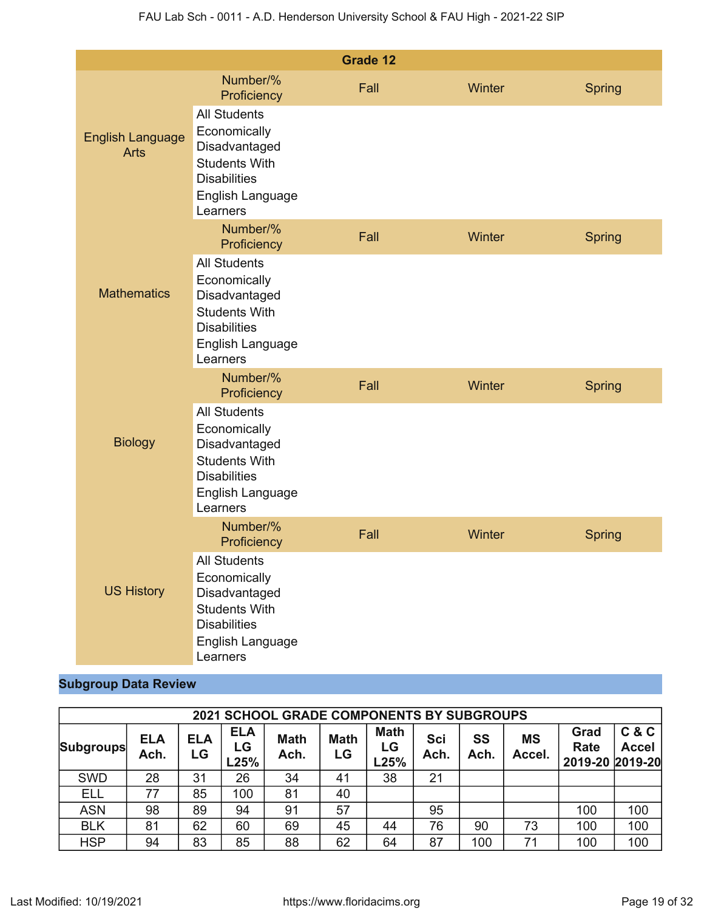| Grade 12 | | | | |
|---|---|---|---|---|
| | Number/% Proficiency | Fall | Winter | Spring |
| English Language Arts | All Students | | | |
| | Economically Disadvantaged | | | |
| | Students With Disabilities | | | |
| | English Language Learners | | | |
| | Number/% Proficiency | Fall | Winter | Spring |
| Mathematics | All Students | | | |
| | Economically Disadvantaged | | | |
| | Students With Disabilities | | | |
| | English Language Learners | | | |
| | Number/% Proficiency | Fall | Winter | Spring |
| Biology | All Students | | | |
| | Economically Disadvantaged | | | |
| | Students With Disabilities | | | |
| | English Language Learners | | | |
| | Number/% Proficiency | Fall | Winter | Spring |
| US History | All Students | | | |
| | Economically Disadvantaged | | | |
| | Students With Disabilities | | | |
| | English Language Learners | | | |

## Subgroup Data Review

| 2021 SCHOOL GRADE COMPONENTS BY SUBGROUPS | | | | | | | | | | | |
|---|---|---|---|---|---|---|---|---|---|---|---|
| Subgroups | ELA Ach. | ELA LG | ELA LG L25% | Math Ach. | Math LG | Math LG L25% | Sci Ach. | SS Ach. | MS Accel. | Grad Rate 2019-20 | C & C Accel 2019-20 |
| SWD | 28 | 31 | 26 | 34 | 41 | 38 | 21 | | | | |
| ELL | 77 | 85 | 100 | 81 | 40 | | | | | | |
| ASN | 98 | 89 | 94 | 91 | 57 | | 95 | | | 100 | 100 |
| BLK | 81 | 62 | 60 | 69 | 45 | 44 | 76 | 90 | 73 | 100 | 100 |
| HSP | 94 | 83 | 85 | 88 | 62 | 64 | 87 | 100 | 71 | 100 | 100 |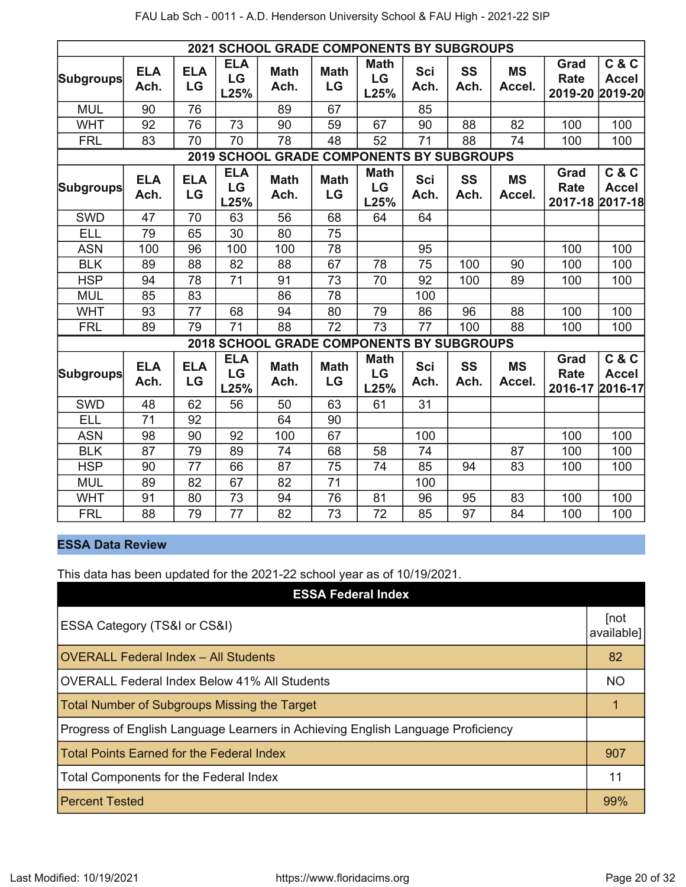| 2021 SCHOOL GRADE COMPONENTS BY SUBGROUPS | | | | | | | | | | | |
|---|---|---|---|---|---|---|---|---|---|---|---|
| Subgroups | ELA Ach. | ELA LG | ELA LG L25% | Math Ach. | Math LG | Math LG L25% | Sci Ach. | SS Ach. | MS Accel. | Grad Rate 2019-20 | C & C Accel 2019-20 |
| MUL | 90 | 76 | | 89 | 67 | | 85 | | | | |
| WHT | 92 | 76 | 73 | 90 | 59 | 67 | 90 | 88 | 82 | 100 | 100 |
| FRL | 83 | 70 | 70 | 78 | 48 | 52 | 71 | 88 | 74 | 100 | 100 |

| 2019 SCHOOL GRADE COMPONENTS BY SUBGROUPS | | | | | | | | | | | |
|---|---|---|---|---|---|---|---|---|---|---|---|
| Subgroups | ELA Ach. | ELA LG | ELA LG L25% | Math Ach. | Math LG | Math LG L25% | Sci Ach. | SS Ach. | MS Accel. | Grad Rate 2017-18 | C & C Accel 2017-18 |
| SWD | 47 | 70 | 63 | 56 | 68 | 64 | 64 | | | | |
| ELL | 79 | 65 | 30 | 80 | 75 | | | | | | |
| ASN | 100 | 96 | 100 | 100 | 78 | | 95 | | | 100 | 100 |
| BLK | 89 | 88 | 82 | 88 | 67 | 78 | 75 | 100 | 90 | 100 | 100 |
| HSP | 94 | 78 | 71 | 91 | 73 | 70 | 92 | 100 | 89 | 100 | 100 |
| MUL | 85 | 83 | | 86 | 78 | | 100 | | | | |
| WHT | 93 | 77 | 68 | 94 | 80 | 79 | 86 | 96 | 88 | 100 | 100 |
| FRL | 89 | 79 | 71 | 88 | 72 | 73 | 77 | 100 | 88 | 100 | 100 |

| 2018 SCHOOL GRADE COMPONENTS BY SUBGROUPS | | | | | | | | | | | |
|---|---|---|---|---|---|---|---|---|---|---|---|
| Subgroups | ELA Ach. | ELA LG | ELA LG L25% | Math Ach. | Math LG | Math LG L25% | Sci Ach. | SS Ach. | MS Accel. | Grad Rate 2016-17 | C & C Accel 2016-17 |
| SWD | 48 | 62 | 56 | 50 | 63 | 61 | 31 | | | | |
| ELL | 71 | 92 | | 64 | 90 | | | | | | |
| ASN | 98 | 90 | 92 | 100 | 67 | | 100 | | | 100 | 100 |
| BLK | 87 | 79 | 89 | 74 | 68 | 58 | 74 | | 87 | 100 | 100 |
| HSP | 90 | 77 | 66 | 87 | 75 | 74 | 85 | 94 | 83 | 100 | 100 |
| MUL | 89 | 82 | 67 | 82 | 71 | | 100 | | | | |
| WHT | 91 | 80 | 73 | 94 | 76 | 81 | 96 | 95 | 83 | 100 | 100 |
| FRL | 88 | 79 | 77 | 82 | 73 | 72 | 85 | 97 | 84 | 100 | 100 |

## ESSA Data Review

This data has been updated for the 2021-22 school year as of 10/19/2021.

| ESSA Federal Index | |
|---|---|
| ESSA Category (TS&I or CS&I) | [not available] |
| OVERALL Federal Index – All Students | 82 |
| OVERALL Federal Index Below 41% All Students | NO |
| Total Number of Subgroups Missing the Target | 1 |
| Progress of English Language Learners in Achieving English Language Proficiency | |
| Total Points Earned for the Federal Index | 907 |
| Total Components for the Federal Index | 11 |
| Percent Tested | 99% |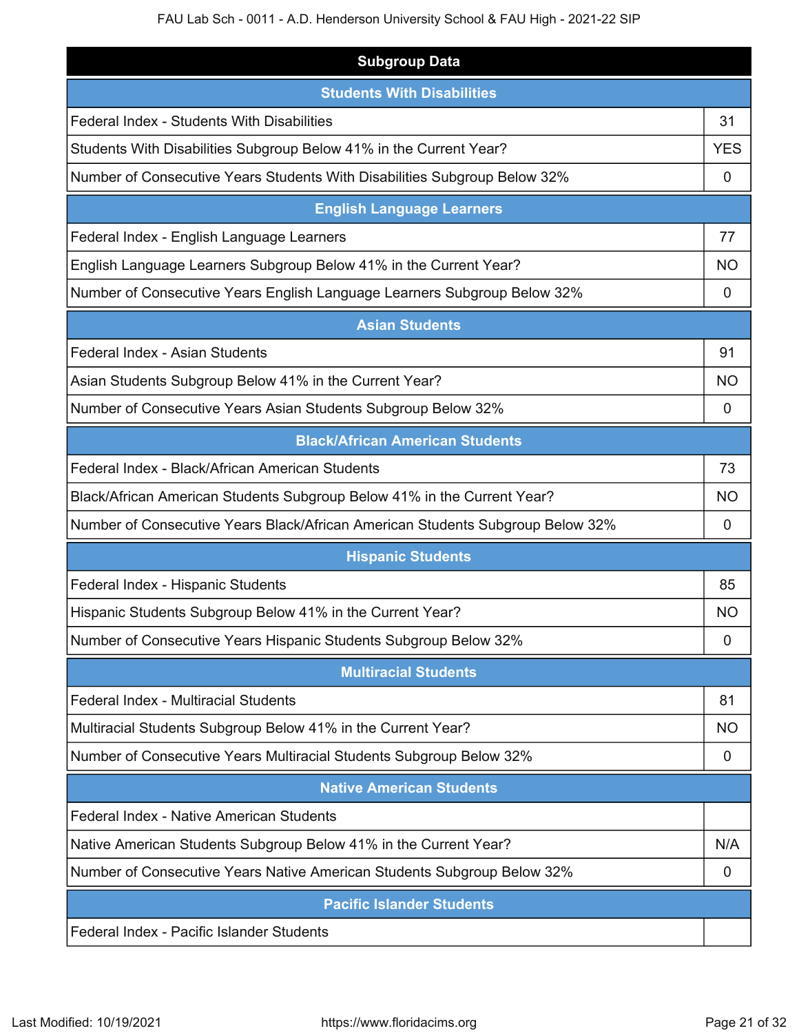| Subgroup Data | |
|---|---|
| **Students With Disabilities** | |
| Federal Index - Students With Disabilities | 31 |
| Students With Disabilities Subgroup Below 41% in the Current Year? | YES |
| Number of Consecutive Years Students With Disabilities Subgroup Below 32% | 0 |
| **English Language Learners** | |
| Federal Index - English Language Learners | 77 |
| English Language Learners Subgroup Below 41% in the Current Year? | NO |
| Number of Consecutive Years English Language Learners Subgroup Below 32% | 0 |
| **Asian Students** | |
| Federal Index - Asian Students | 91 |
| Asian Students Subgroup Below 41% in the Current Year? | NO |
| Number of Consecutive Years Asian Students Subgroup Below 32% | 0 |
| **Black/African American Students** | |
| Federal Index - Black/African American Students | 73 |
| Black/African American Students Subgroup Below 41% in the Current Year? | NO |
| Number of Consecutive Years Black/African American Students Subgroup Below 32% | 0 |
| **Hispanic Students** | |
| Federal Index - Hispanic Students | 85 |
| Hispanic Students Subgroup Below 41% in the Current Year? | NO |
| Number of Consecutive Years Hispanic Students Subgroup Below 32% | 0 |
| **Multiracial Students** | |
| Federal Index - Multiracial Students | 81 |
| Multiracial Students Subgroup Below 41% in the Current Year? | NO |
| Number of Consecutive Years Multiracial Students Subgroup Below 32% | 0 |
| **Native American Students** | |
| Federal Index - Native American Students | |
| Native American Students Subgroup Below 41% in the Current Year? | N/A |
| Number of Consecutive Years Native American Students Subgroup Below 32% | 0 |
| **Pacific Islander Students** | |
| Federal Index - Pacific Islander Students | |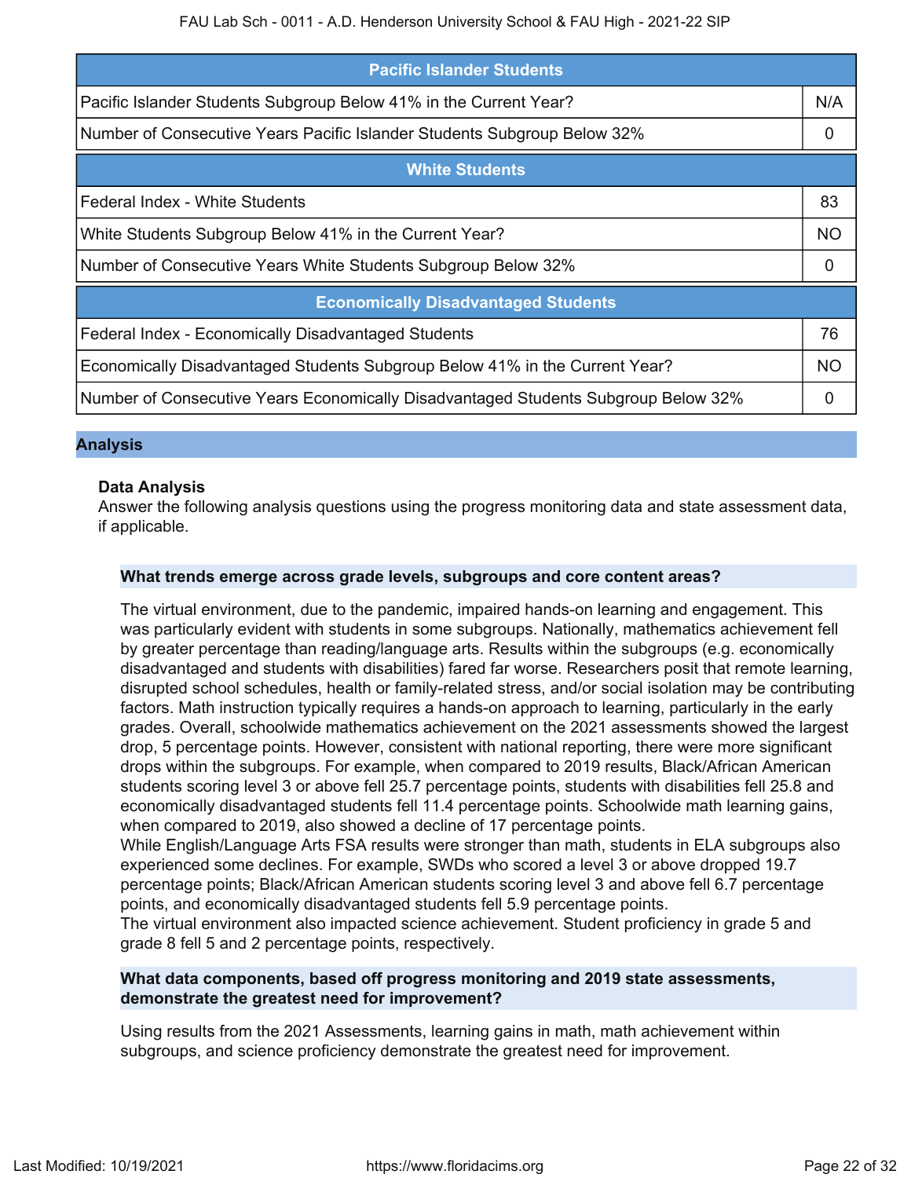| Pacific Islander Students | |
|---|---|
| Pacific Islander Students Subgroup Below 41% in the Current Year? | N/A |
| Number of Consecutive Years Pacific Islander Students Subgroup Below 32% | 0 |

| White Students | |
|---|---|
| Federal Index - White Students | 83 |
| White Students Subgroup Below 41% in the Current Year? | NO |
| Number of Consecutive Years White Students Subgroup Below 32% | 0 |

| Economically Disadvantaged Students | |
|---|---|
| Federal Index - Economically Disadvantaged Students | 76 |
| Economically Disadvantaged Students Subgroup Below 41% in the Current Year? | NO |
| Number of Consecutive Years Economically Disadvantaged Students Subgroup Below 32% | 0 |

## Analysis

### Data Analysis

Answer the following analysis questions using the progress monitoring data and state assessment data, if applicable.

#### What trends emerge across grade levels, subgroups and core content areas?

The virtual environment, due to the pandemic, impaired hands-on learning and engagement. This was particularly evident with students in some subgroups. Nationally, mathematics achievement fell by greater percentage than reading/language arts. Results within the subgroups (e.g. economically disadvantaged and students with disabilities) fared far worse. Researchers posit that remote learning, disrupted school schedules, health or family-related stress, and/or social isolation may be contributing factors. Math instruction typically requires a hands-on approach to learning, particularly in the early grades. Overall, schoolwide mathematics achievement on the 2021 assessments showed the largest drop, 5 percentage points. However, consistent with national reporting, there were more significant drops within the subgroups. For example, when compared to 2019 results, Black/African American students scoring level 3 or above fell 25.7 percentage points, students with disabilities fell 25.8 and economically disadvantaged students fell 11.4 percentage points. Schoolwide math learning gains, when compared to 2019, also showed a decline of 17 percentage points.

While English/Language Arts FSA results were stronger than math, students in ELA subgroups also experienced some declines. For example, SWDs who scored a level 3 or above dropped 19.7 percentage points; Black/African American students scoring level 3 and above fell 6.7 percentage points, and economically disadvantaged students fell 5.9 percentage points.

The virtual environment also impacted science achievement. Student proficiency in grade 5 and grade 8 fell 5 and 2 percentage points, respectively.

#### What data components, based off progress monitoring and 2019 state assessments, demonstrate the greatest need for improvement?

Using results from the 2021 Assessments, learning gains in math, math achievement within subgroups, and science proficiency demonstrate the greatest need for improvement.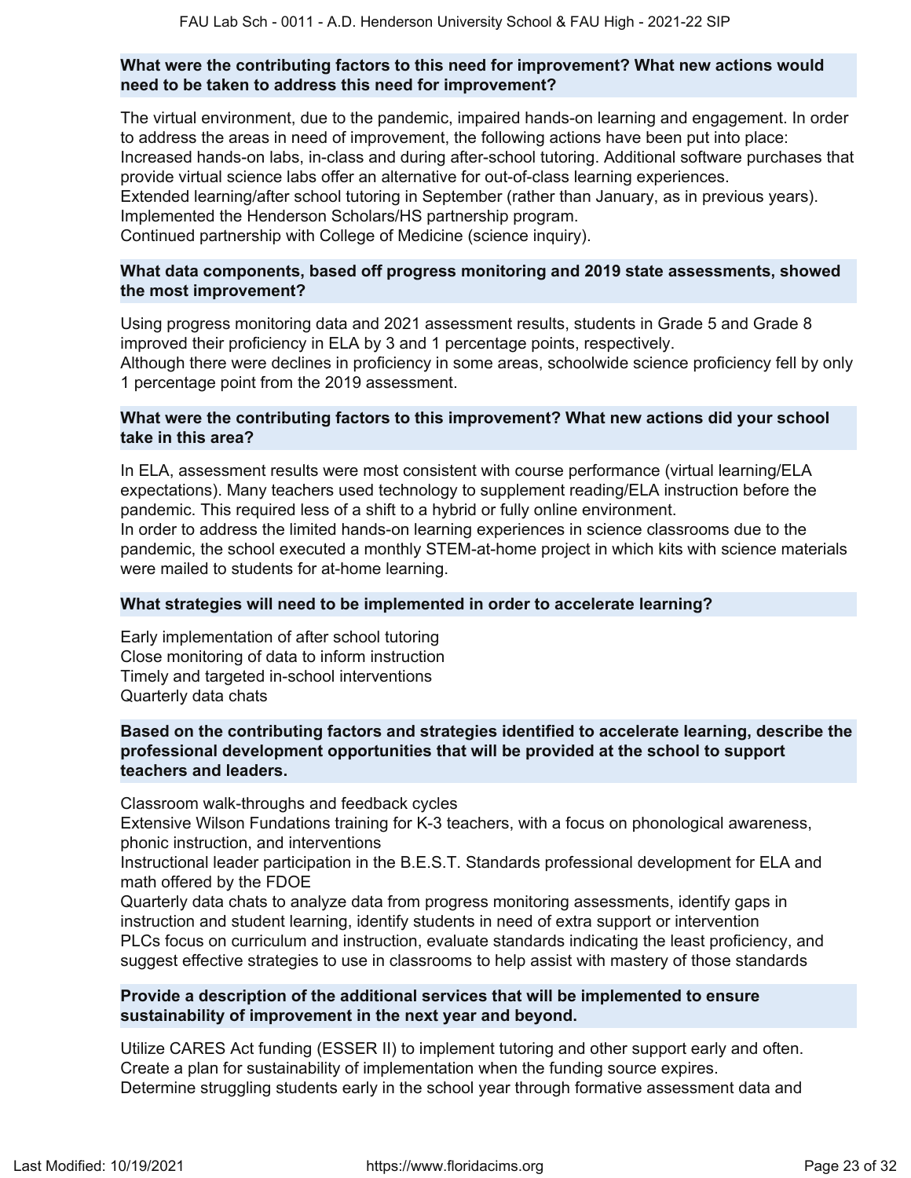**What were the contributing factors to this need for improvement? What new actions would need to be taken to address this need for improvement?**

The virtual environment, due to the pandemic, impaired hands-on learning and engagement. In order to address the areas in need of improvement, the following actions have been put into place:
Increased hands-on labs, in-class and during after-school tutoring. Additional software purchases that provide virtual science labs offer an alternative for out-of-class learning experiences.
Extended learning/after school tutoring in September (rather than January, as in previous years).
Implemented the Henderson Scholars/HS partnership program.
Continued partnership with College of Medicine (science inquiry).

**What data components, based off progress monitoring and 2019 state assessments, showed the most improvement?**

Using progress monitoring data and 2021 assessment results, students in Grade 5 and Grade 8 improved their proficiency in ELA by 3 and 1 percentage points, respectively.
Although there were declines in proficiency in some areas, schoolwide science proficiency fell by only 1 percentage point from the 2019 assessment.

**What were the contributing factors to this improvement? What new actions did your school take in this area?**

In ELA, assessment results were most consistent with course performance (virtual learning/ELA expectations). Many teachers used technology to supplement reading/ELA instruction before the pandemic. This required less of a shift to a hybrid or fully online environment.
In order to address the limited hands-on learning experiences in science classrooms due to the pandemic, the school executed a monthly STEM-at-home project in which kits with science materials were mailed to students for at-home learning.

**What strategies will need to be implemented in order to accelerate learning?**

Early implementation of after school tutoring
Close monitoring of data to inform instruction
Timely and targeted in-school interventions
Quarterly data chats

**Based on the contributing factors and strategies identified to accelerate learning, describe the professional development opportunities that will be provided at the school to support teachers and leaders.**

Classroom walk-throughs and feedback cycles
Extensive Wilson Fundations training for K-3 teachers, with a focus on phonological awareness, phonic instruction, and interventions
Instructional leader participation in the B.E.S.T. Standards professional development for ELA and math offered by the FDOE
Quarterly data chats to analyze data from progress monitoring assessments, identify gaps in instruction and student learning, identify students in need of extra support or intervention
PLCs focus on curriculum and instruction, evaluate standards indicating the least proficiency, and suggest effective strategies to use in classrooms to help assist with mastery of those standards

**Provide a description of the additional services that will be implemented to ensure sustainability of improvement in the next year and beyond.**

Utilize CARES Act funding (ESSER II) to implement tutoring and other support early and often.
Create a plan for sustainability of implementation when the funding source expires.
Determine struggling students early in the school year through formative assessment data and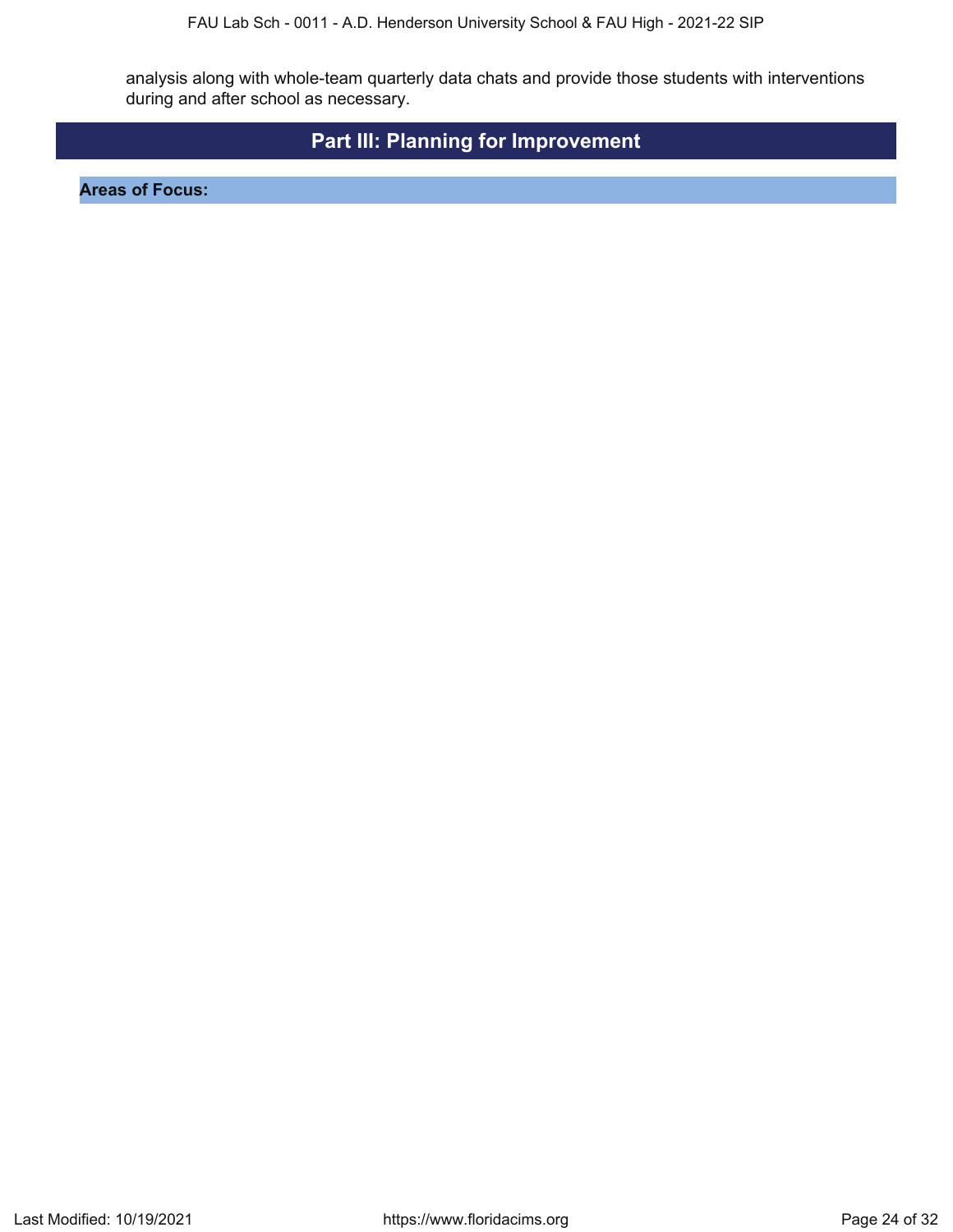analysis along with whole-team quarterly data chats and provide those students with interventions during and after school as necessary.

# Part III: Planning for Improvement

## Areas of Focus: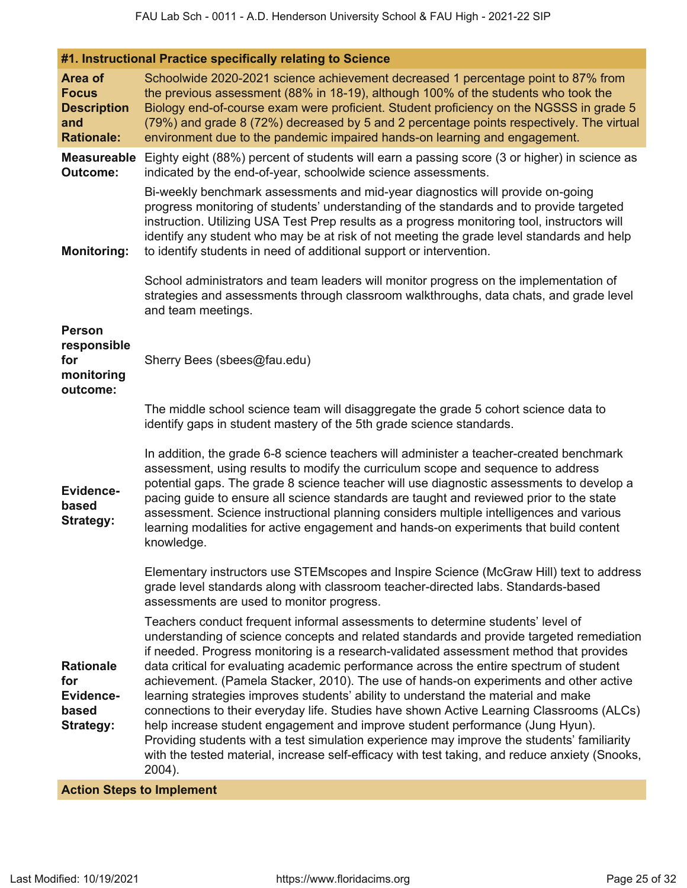## #1. Instructional Practice specifically relating to Science

**Area of Focus Description and Rationale:**

Schoolwide 2020-2021 science achievement decreased 1 percentage point to 87% from the previous assessment (88% in 18-19), although 100% of the students who took the Biology end-of-course exam were proficient. Student proficiency on the NGSSS in grade 5 (79%) and grade 8 (72%) decreased by 5 and 2 percentage points respectively. The virtual environment due to the pandemic impaired hands-on learning and engagement.

**Measureable Outcome:**

Eighty eight (88%) percent of students will earn a passing score (3 or higher) in science as indicated by the end-of-year, schoolwide science assessments.

**Monitoring:**

Bi-weekly benchmark assessments and mid-year diagnostics will provide on-going progress monitoring of students' understanding of the standards and to provide targeted instruction. Utilizing USA Test Prep results as a progress monitoring tool, instructors will identify any student who may be at risk of not meeting the grade level standards and help to identify students in need of additional support or intervention.

School administrators and team leaders will monitor progress on the implementation of strategies and assessments through classroom walkthroughs, data chats, and grade level and team meetings.

**Person responsible for monitoring outcome:**

Sherry Bees (sbees@fau.edu)

**Evidence-based Strategy:**

The middle school science team will disaggregate the grade 5 cohort science data to identify gaps in student mastery of the 5th grade science standards.

In addition, the grade 6-8 science teachers will administer a teacher-created benchmark assessment, using results to modify the curriculum scope and sequence to address potential gaps. The grade 8 science teacher will use diagnostic assessments to develop a pacing guide to ensure all science standards are taught and reviewed prior to the state assessment. Science instructional planning considers multiple intelligences and various learning modalities for active engagement and hands-on experiments that build content knowledge.

Elementary instructors use STEMscopes and Inspire Science (McGraw Hill) text to address grade level standards along with classroom teacher-directed labs. Standards-based assessments are used to monitor progress.

**Rationale for Evidence-based Strategy:**

Teachers conduct frequent informal assessments to determine students' level of understanding of science concepts and related standards and provide targeted remediation if needed. Progress monitoring is a research-validated assessment method that provides data critical for evaluating academic performance across the entire spectrum of student achievement. (Pamela Stacker, 2010). The use of hands-on experiments and other active learning strategies improves students' ability to understand the material and make connections to their everyday life. Studies have shown Active Learning Classrooms (ALCs) help increase student engagement and improve student performance (Jung Hyun). Providing students with a test simulation experience may improve the students' familiarity with the tested material, increase self-efficacy with test taking, and reduce anxiety (Snooks, 2004).

### Action Steps to Implement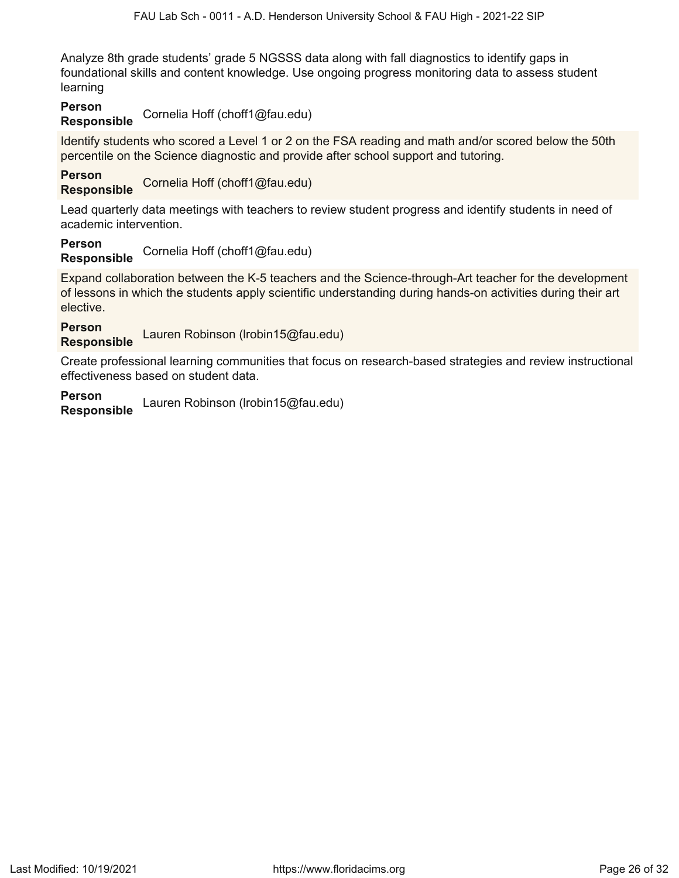Analyze 8th grade students' grade 5 NGSSS data along with fall diagnostics to identify gaps in foundational skills and content knowledge. Use ongoing progress monitoring data to assess student learning

**Person Responsible** Cornelia Hoff (choff1@fau.edu)

Identify students who scored a Level 1 or 2 on the FSA reading and math and/or scored below the 50th percentile on the Science diagnostic and provide after school support and tutoring.

**Person Responsible** Cornelia Hoff (choff1@fau.edu)

Lead quarterly data meetings with teachers to review student progress and identify students in need of academic intervention.

**Person Responsible** Cornelia Hoff (choff1@fau.edu)

Expand collaboration between the K-5 teachers and the Science-through-Art teacher for the development of lessons in which the students apply scientific understanding during hands-on activities during their art elective.

**Person Responsible** Lauren Robinson (lrobin15@fau.edu)

Create professional learning communities that focus on research-based strategies and review instructional effectiveness based on student data.

**Person Responsible** Lauren Robinson (lrobin15@fau.edu)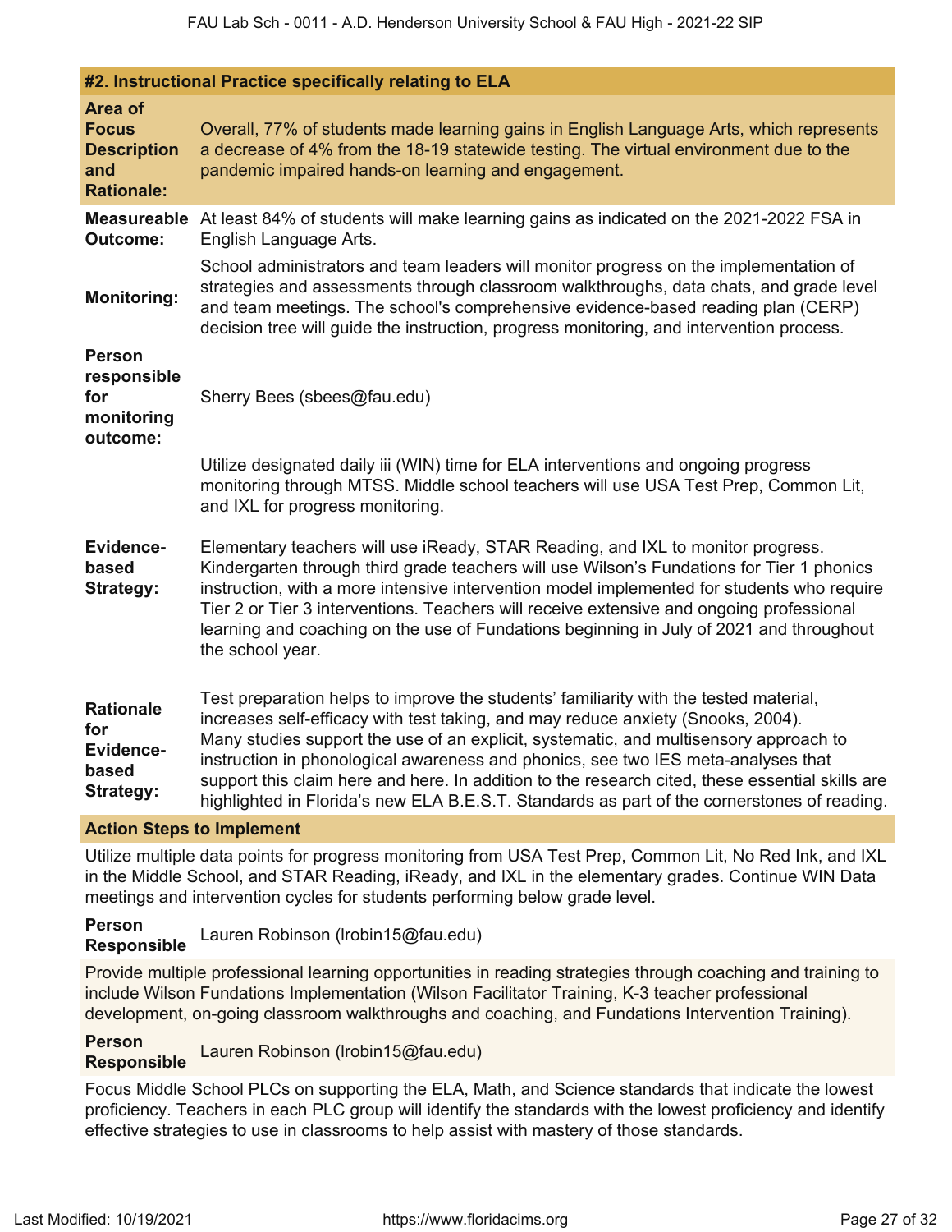## #2. Instructional Practice specifically relating to ELA

**Area of Focus Description and Rationale:** Overall, 77% of students made learning gains in English Language Arts, which represents a decrease of 4% from the 18-19 statewide testing. The virtual environment due to the pandemic impaired hands-on learning and engagement.

**Measureable Outcome:** At least 84% of students will make learning gains as indicated on the 2021-2022 FSA in English Language Arts.

**Monitoring:** School administrators and team leaders will monitor progress on the implementation of strategies and assessments through classroom walkthroughs, data chats, and grade level and team meetings. The school's comprehensive evidence-based reading plan (CERP) decision tree will guide the instruction, progress monitoring, and intervention process.

**Person responsible for monitoring outcome:** Sherry Bees (sbees@fau.edu)

**Evidence-based Strategy:** Utilize designated daily iii (WIN) time for ELA interventions and ongoing progress monitoring through MTSS. Middle school teachers will use USA Test Prep, Common Lit, and IXL for progress monitoring.

Elementary teachers will use iReady, STAR Reading, and IXL to monitor progress. Kindergarten through third grade teachers will use Wilson's Fundations for Tier 1 phonics instruction, with a more intensive intervention model implemented for students who require Tier 2 or Tier 3 interventions. Teachers will receive extensive and ongoing professional learning and coaching on the use of Fundations beginning in July of 2021 and throughout the school year.

**Rationale for Evidence-based Strategy:** Test preparation helps to improve the students' familiarity with the tested material, increases self-efficacy with test taking, and may reduce anxiety (Snooks, 2004). Many studies support the use of an explicit, systematic, and multisensory approach to instruction in phonological awareness and phonics, see two IES meta-analyses that support this claim here and here. In addition to the research cited, these essential skills are highlighted in Florida's new ELA B.E.S.T. Standards as part of the cornerstones of reading.

### Action Steps to Implement

Utilize multiple data points for progress monitoring from USA Test Prep, Common Lit, No Red Ink, and IXL in the Middle School, and STAR Reading, iReady, and IXL in the elementary grades. Continue WIN Data meetings and intervention cycles for students performing below grade level.

**Person Responsible:** Lauren Robinson (lrobin15@fau.edu)

Provide multiple professional learning opportunities in reading strategies through coaching and training to include Wilson Fundations Implementation (Wilson Facilitator Training, K-3 teacher professional development, on-going classroom walkthroughs and coaching, and Fundations Intervention Training).

**Person Responsible:** Lauren Robinson (lrobin15@fau.edu)

Focus Middle School PLCs on supporting the ELA, Math, and Science standards that indicate the lowest proficiency. Teachers in each PLC group will identify the standards with the lowest proficiency and identify effective strategies to use in classrooms to help assist with mastery of those standards.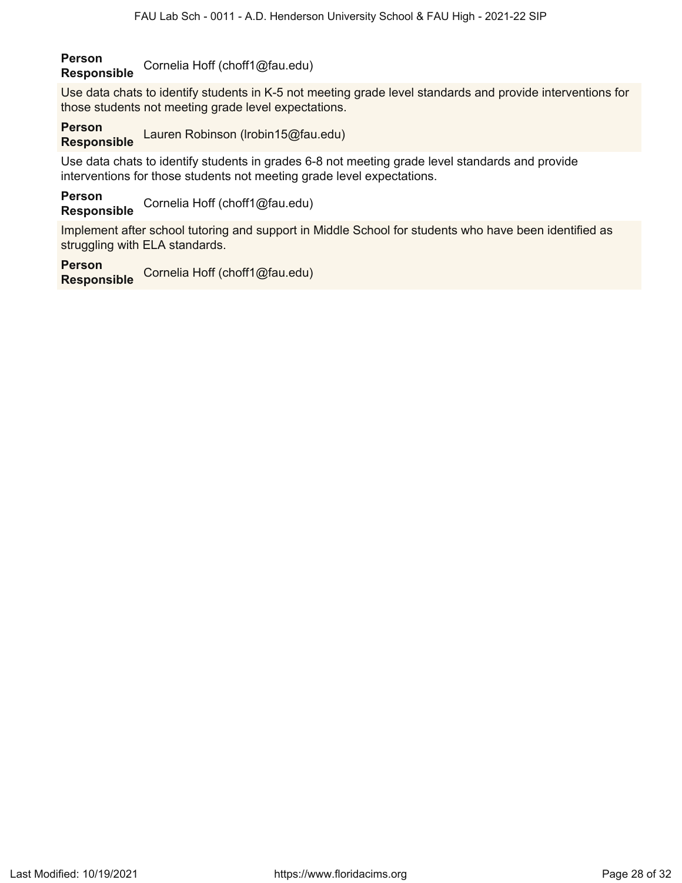**Person Responsible** Cornelia Hoff (choff1@fau.edu)

Use data chats to identify students in K-5 not meeting grade level standards and provide interventions for those students not meeting grade level expectations.

**Person Responsible** Lauren Robinson (lrobin15@fau.edu)

Use data chats to identify students in grades 6-8 not meeting grade level standards and provide interventions for those students not meeting grade level expectations.

**Person Responsible** Cornelia Hoff (choff1@fau.edu)

Implement after school tutoring and support in Middle School for students who have been identified as struggling with ELA standards.

**Person Responsible** Cornelia Hoff (choff1@fau.edu)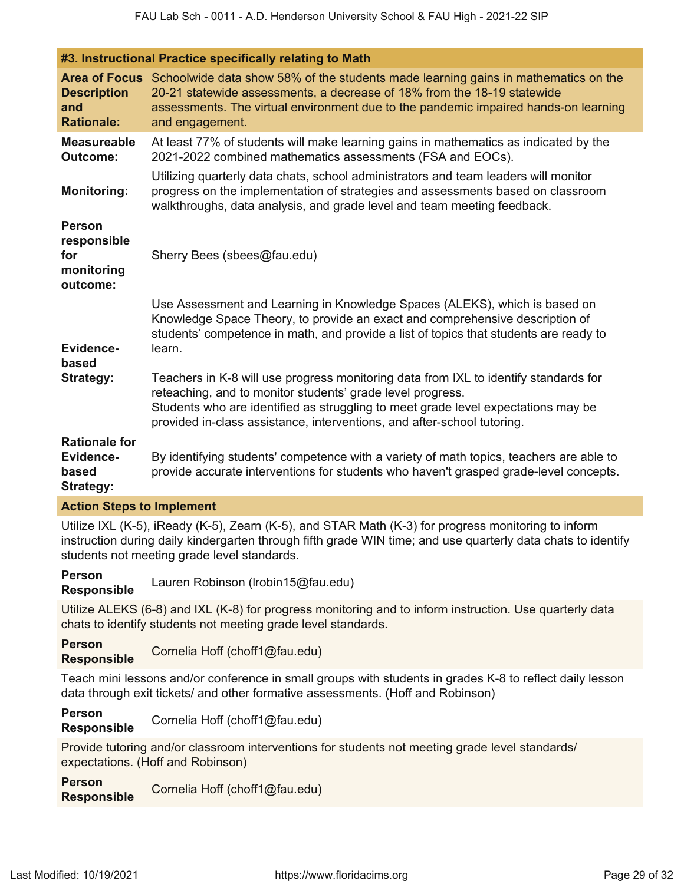## #3. Instructional Practice specifically relating to Math

| | |
|---|---|
| **Area of Focus Description and Rationale:** | Schoolwide data show 58% of the students made learning gains in mathematics on the 20-21 statewide assessments, a decrease of 18% from the 18-19 statewide assessments. The virtual environment due to the pandemic impaired hands-on learning and engagement. |
| **Measureable Outcome:** | At least 77% of students will make learning gains in mathematics as indicated by the 2021-2022 combined mathematics assessments (FSA and EOCs). |
| **Monitoring:** | Utilizing quarterly data chats, school administrators and team leaders will monitor progress on the implementation of strategies and assessments based on classroom walkthroughs, data analysis, and grade level and team meeting feedback. |
| **Person responsible for monitoring outcome:** | Sherry Bees (sbees@fau.edu) |
| **Evidence-based Strategy:** | Use Assessment and Learning in Knowledge Spaces (ALEKS), which is based on Knowledge Space Theory, to provide an exact and comprehensive description of students' competence in math, and provide a list of topics that students are ready to learn.<br><br>Teachers in K-8 will use progress monitoring data from IXL to identify standards for reteaching, and to monitor students' grade level progress.<br>Students who are identified as struggling to meet grade level expectations may be provided in-class assistance, interventions, and after-school tutoring. |
| **Rationale for Evidence-based Strategy:** | By identifying students' competence with a variety of math topics, teachers are able to provide accurate interventions for students who haven't grasped grade-level concepts. |

### Action Steps to Implement

Utilize IXL (K-5), iReady (K-5), Zearn (K-5), and STAR Math (K-3) for progress monitoring to inform instruction during daily kindergarten through fifth grade WIN time; and use quarterly data chats to identify students not meeting grade level standards.

**Person Responsible** Lauren Robinson (lrobin15@fau.edu)

Utilize ALEKS (6-8) and IXL (K-8) for progress monitoring and to inform instruction. Use quarterly data chats to identify students not meeting grade level standards.

**Person Responsible** Cornelia Hoff (choff1@fau.edu)

Teach mini lessons and/or conference in small groups with students in grades K-8 to reflect daily lesson data through exit tickets/ and other formative assessments. (Hoff and Robinson)

**Person Responsible** Cornelia Hoff (choff1@fau.edu)

Provide tutoring and/or classroom interventions for students not meeting grade level standards/ expectations. (Hoff and Robinson)

**Person Responsible** Cornelia Hoff (choff1@fau.edu)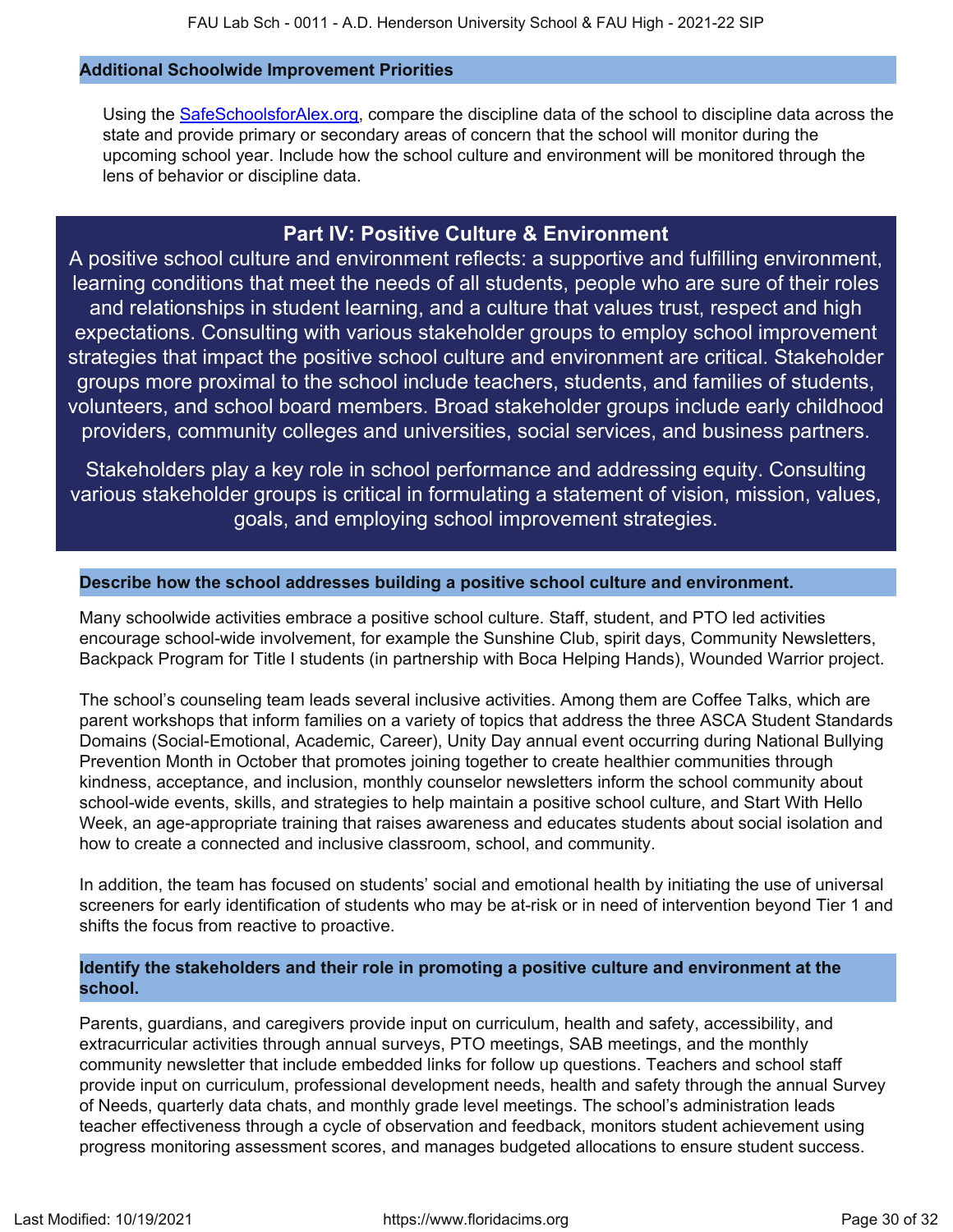## Additional Schoolwide Improvement Priorities

Using the [SafeSchoolsforAlex.org](https://www.safeschoolsforalex.org), compare the discipline data of the school to discipline data across the state and provide primary or secondary areas of concern that the school will monitor during the upcoming school year. Include how the school culture and environment will be monitored through the lens of behavior or discipline data.

# Part IV: Positive Culture & Environment

A positive school culture and environment reflects: a supportive and fulfilling environment, learning conditions that meet the needs of all students, people who are sure of their roles and relationships in student learning, and a culture that values trust, respect and high expectations. Consulting with various stakeholder groups to employ school improvement strategies that impact the positive school culture and environment are critical. Stakeholder groups more proximal to the school include teachers, students, and families of students, volunteers, and school board members. Broad stakeholder groups include early childhood providers, community colleges and universities, social services, and business partners.

Stakeholders play a key role in school performance and addressing equity. Consulting various stakeholder groups is critical in formulating a statement of vision, mission, values, goals, and employing school improvement strategies.

## Describe how the school addresses building a positive school culture and environment.

Many schoolwide activities embrace a positive school culture. Staff, student, and PTO led activities encourage school-wide involvement, for example the Sunshine Club, spirit days, Community Newsletters, Backpack Program for Title I students (in partnership with Boca Helping Hands), Wounded Warrior project.

The school's counseling team leads several inclusive activities. Among them are Coffee Talks, which are parent workshops that inform families on a variety of topics that address the three ASCA Student Standards Domains (Social-Emotional, Academic, Career), Unity Day annual event occurring during National Bullying Prevention Month in October that promotes joining together to create healthier communities through kindness, acceptance, and inclusion, monthly counselor newsletters inform the school community about school-wide events, skills, and strategies to help maintain a positive school culture, and Start With Hello Week, an age-appropriate training that raises awareness and educates students about social isolation and how to create a connected and inclusive classroom, school, and community.

In addition, the team has focused on students' social and emotional health by initiating the use of universal screeners for early identification of students who may be at-risk or in need of intervention beyond Tier 1 and shifts the focus from reactive to proactive.

## Identify the stakeholders and their role in promoting a positive culture and environment at the school.

Parents, guardians, and caregivers provide input on curriculum, health and safety, accessibility, and extracurricular activities through annual surveys, PTO meetings, SAB meetings, and the monthly community newsletter that include embedded links for follow up questions. Teachers and school staff provide input on curriculum, professional development needs, health and safety through the annual Survey of Needs, quarterly data chats, and monthly grade level meetings. The school's administration leads teacher effectiveness through a cycle of observation and feedback, monitors student achievement using progress monitoring assessment scores, and manages budgeted allocations to ensure student success.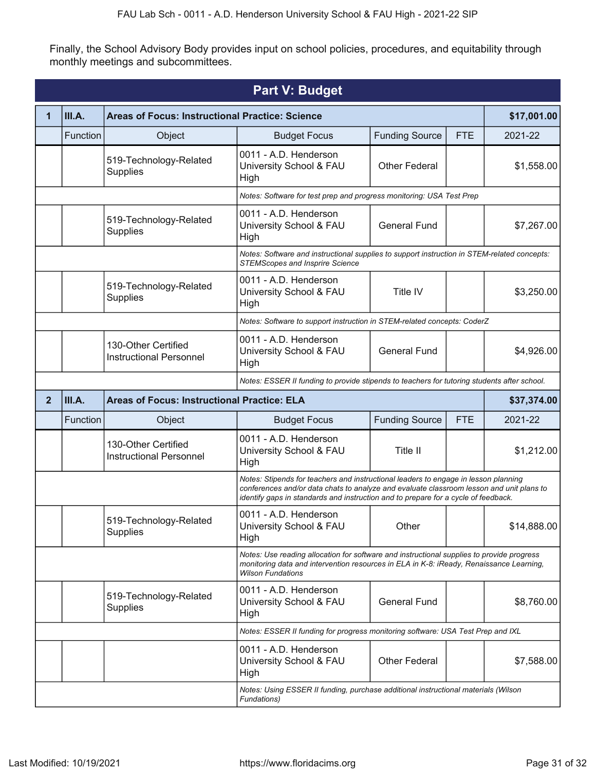Finally, the School Advisory Body provides input on school policies, procedures, and equitability through monthly meetings and subcommittees.

## Part V: Budget

| 1 | III.A. | Areas of Focus: Instructional Practice: Science | | | | $17,001.00 |
|---|---|---|---|---|---|---|
| | Function | Object | Budget Focus | Funding Source | FTE | 2021-22 |
| | | 519-Technology-Related Supplies | 0011 - A.D. Henderson University School & FAU High | Other Federal | | $1,558.00 |
| | | | *Notes: Software for test prep and progress monitoring: USA Test Prep* | | | |
| | | 519-Technology-Related Supplies | 0011 - A.D. Henderson University School & FAU High | General Fund | | $7,267.00 |
| | | | *Notes: Software and instructional supplies to support instruction in STEM-related concepts: STEMScopes and Insprire Science* | | | |
| | | 519-Technology-Related Supplies | 0011 - A.D. Henderson University School & FAU High | Title IV | | $3,250.00 |
| | | | *Notes: Software to support instruction in STEM-related concepts: CoderZ* | | | |
| | | 130-Other Certified Instructional Personnel | 0011 - A.D. Henderson University School & FAU High | General Fund | | $4,926.00 |
| | | | *Notes: ESSER II funding to provide stipends to teachers for tutoring students after school.* | | | |

| 2 | III.A. | Areas of Focus: Instructional Practice: ELA | | | | $37,374.00 |
|---|---|---|---|---|---|---|
| | Function | Object | Budget Focus | Funding Source | FTE | 2021-22 |
| | | 130-Other Certified Instructional Personnel | 0011 - A.D. Henderson University School & FAU High | Title II | | $1,212.00 |
| | | | *Notes: Stipends for teachers and instructional leaders to engage in lesson planning conferences and/or data chats to analyze and evaluate classroom lesson and unit plans to identify gaps in standards and instruction and to prepare for a cycle of feedback.* | | | |
| | | 519-Technology-Related Supplies | 0011 - A.D. Henderson University School & FAU High | Other | | $14,888.00 |
| | | | *Notes: Use reading allocation for software and instructional supplies to provide progress monitoring data and intervention resources in ELA in K-8: iReady, Renaissance Learning, Wilson Fundations* | | | |
| | | 519-Technology-Related Supplies | 0011 - A.D. Henderson University School & FAU High | General Fund | | $8,760.00 |
| | | | *Notes: ESSER II funding for progress monitoring software: USA Test Prep and IXL* | | | |
| | | | 0011 - A.D. Henderson University School & FAU High | Other Federal | | $7,588.00 |
| | | | *Notes: Using ESSER II funding, purchase additional instructional materials (Wilson Fundations)* | | | |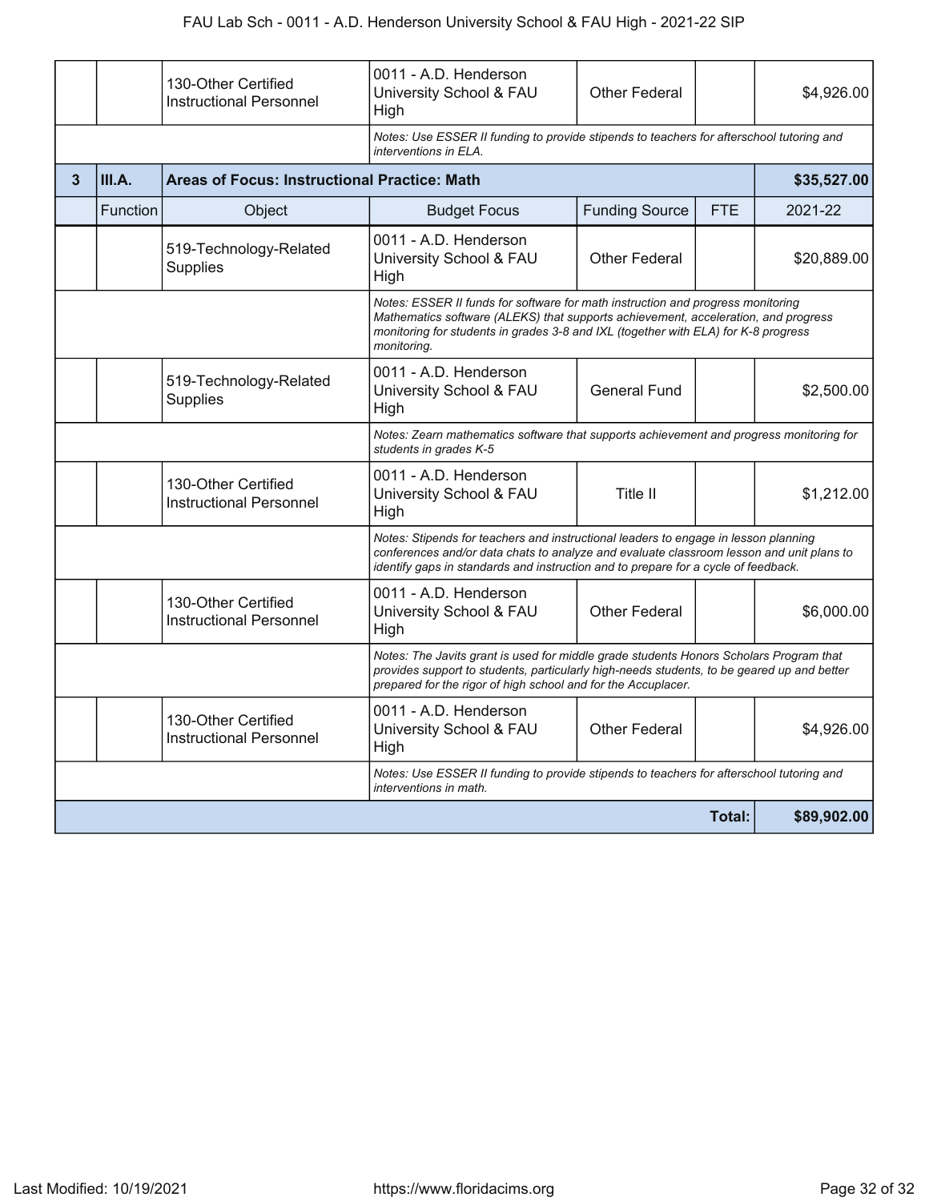| | | | | | | |
|---|---|---|---|---|---|---|
| | | 130-Other Certified Instructional Personnel | 0011 - A.D. Henderson University School & FAU High | Other Federal | | $4,926.00 |
| | | | *Notes: Use ESSER II funding to provide stipends to teachers for afterschool tutoring and interventions in ELA.* | | | |
| **3** | **III.A.** | **Areas of Focus: Instructional Practice: Math** | | | | **$35,527.00** |
| | Function | Object | Budget Focus | Funding Source | FTE | 2021-22 |
| | | 519-Technology-Related Supplies | 0011 - A.D. Henderson University School & FAU High | Other Federal | | $20,889.00 |
| | | | *Notes: ESSER II funds for software for math instruction and progress monitoring Mathematics software (ALEKS) that supports achievement, acceleration, and progress monitoring for students in grades 3-8 and IXL (together with ELA) for K-8 progress monitoring.* | | | |
| | | 519-Technology-Related Supplies | 0011 - A.D. Henderson University School & FAU High | General Fund | | $2,500.00 |
| | | | *Notes: Zearn mathematics software that supports achievement and progress monitoring for students in grades K-5* | | | |
| | | 130-Other Certified Instructional Personnel | 0011 - A.D. Henderson University School & FAU High | Title II | | $1,212.00 |
| | | | *Notes: Stipends for teachers and instructional leaders to engage in lesson planning conferences and/or data chats to analyze and evaluate classroom lesson and unit plans to identify gaps in standards and instruction and to prepare for a cycle of feedback.* | | | |
| | | 130-Other Certified Instructional Personnel | 0011 - A.D. Henderson University School & FAU High | Other Federal | | $6,000.00 |
| | | | *Notes: The Javits grant is used for middle grade students Honors Scholars Program that provides support to students, particularly high-needs students, to be geared up and better prepared for the rigor of high school and for the Accuplacer.* | | | |
| | | 130-Other Certified Instructional Personnel | 0011 - A.D. Henderson University School & FAU High | Other Federal | | $4,926.00 |
| | | | *Notes: Use ESSER II funding to provide stipends to teachers for afterschool tutoring and interventions in math.* | | | |
| | | | | | **Total:** | **$89,902.00** |